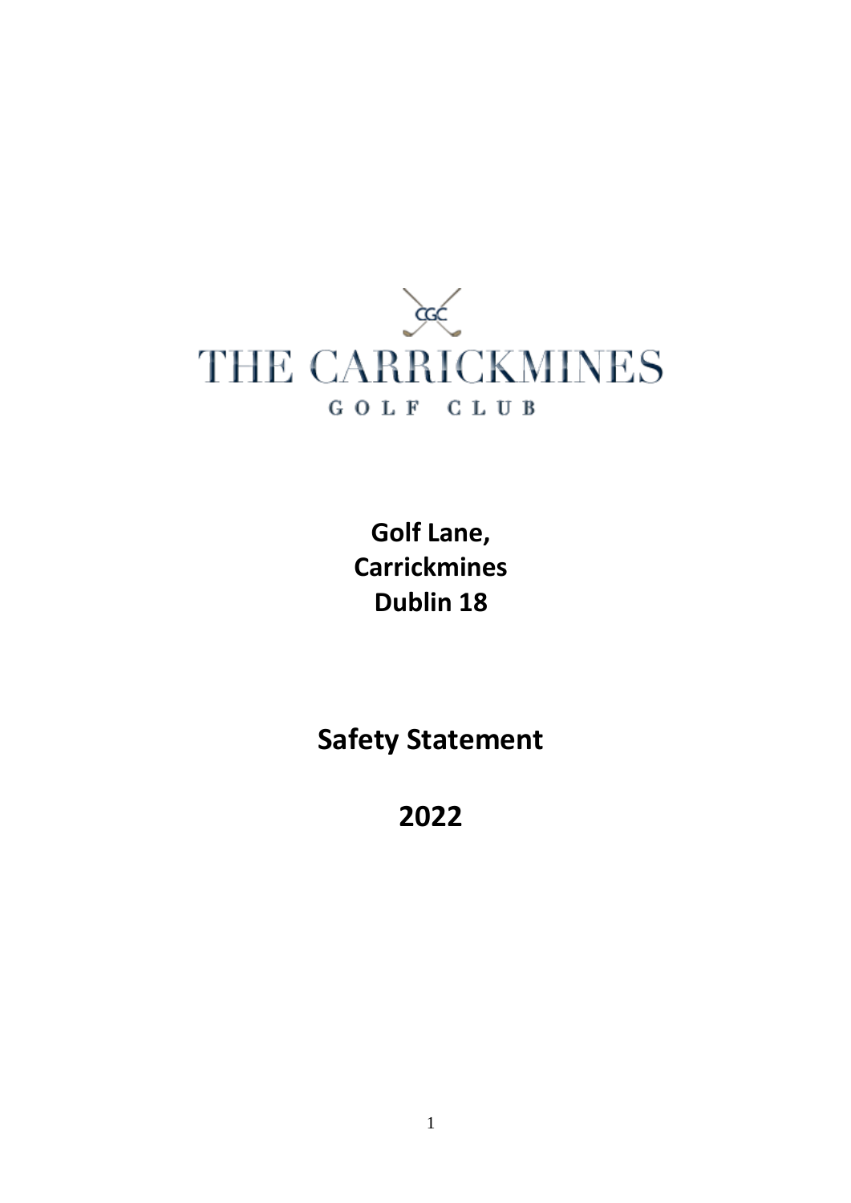CGC

THE CARRICKMINES

GOLF CLUB

**Golf Lane,**
**Carrickmines**
**Dublin 18**

# Safety Statement

# 2022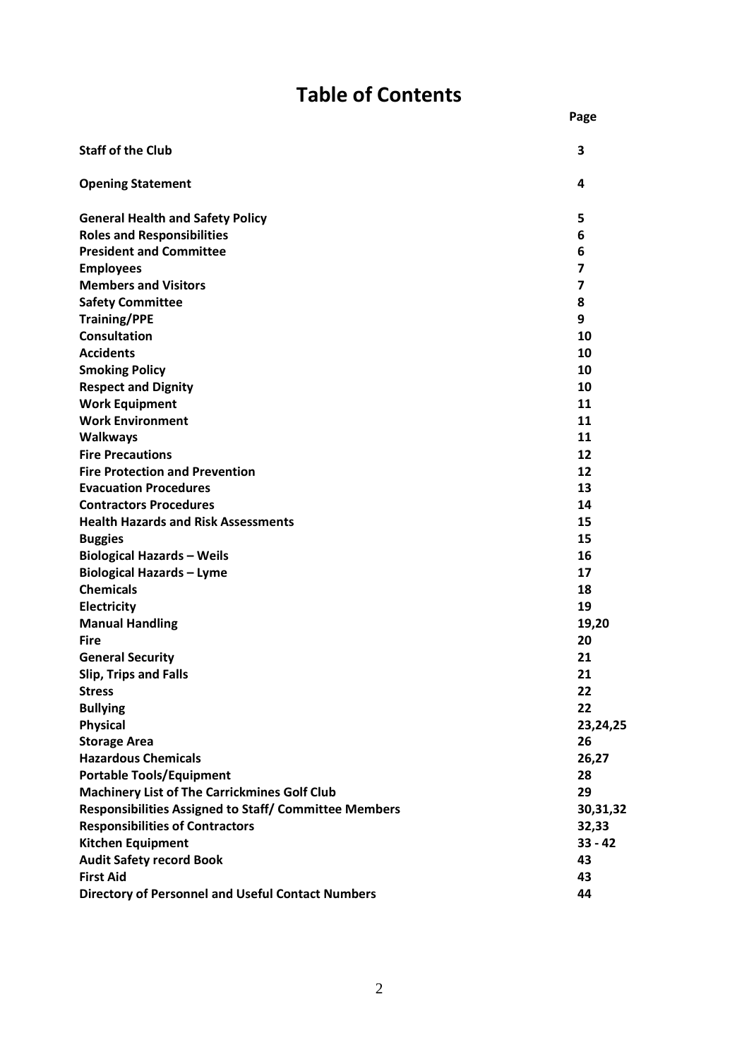# Table of Contents

| | Page |
|---|---|
| **Staff of the Club** | **3** |
| **Opening Statement** | **4** |
| **General Health and Safety Policy** | **5** |
| **Roles and Responsibilities** | **6** |
| **President and Committee** | **6** |
| **Employees** | **7** |
| **Members and Visitors** | **7** |
| **Safety Committee** | **8** |
| **Training/PPE** | **9** |
| **Consultation** | **10** |
| **Accidents** | **10** |
| **Smoking Policy** | **10** |
| **Respect and Dignity** | **10** |
| **Work Equipment** | **11** |
| **Work Environment** | **11** |
| **Walkways** | **11** |
| **Fire Precautions** | **12** |
| **Fire Protection and Prevention** | **12** |
| **Evacuation Procedures** | **13** |
| **Contractors Procedures** | **14** |
| **Health Hazards and Risk Assessments** | **15** |
| **Buggies** | **15** |
| **Biological Hazards – Weils** | **16** |
| **Biological Hazards – Lyme** | **17** |
| **Chemicals** | **18** |
| **Electricity** | **19** |
| **Manual Handling** | **19,20** |
| **Fire** | **20** |
| **General Security** | **21** |
| **Slip, Trips and Falls** | **21** |
| **Stress** | **22** |
| **Bullying** | **22** |
| **Physical** | **23,24,25** |
| **Storage Area** | **26** |
| **Hazardous Chemicals** | **26,27** |
| **Portable Tools/Equipment** | **28** |
| **Machinery List of The Carrickmines Golf Club** | **29** |
| **Responsibilities Assigned to Staff/ Committee Members** | **30,31,32** |
| **Responsibilities of Contractors** | **32,33** |
| **Kitchen Equipment** | **33 - 42** |
| **Audit Safety record Book** | **43** |
| **First Aid** | **43** |
| **Directory of Personnel and Useful Contact Numbers** | **44** |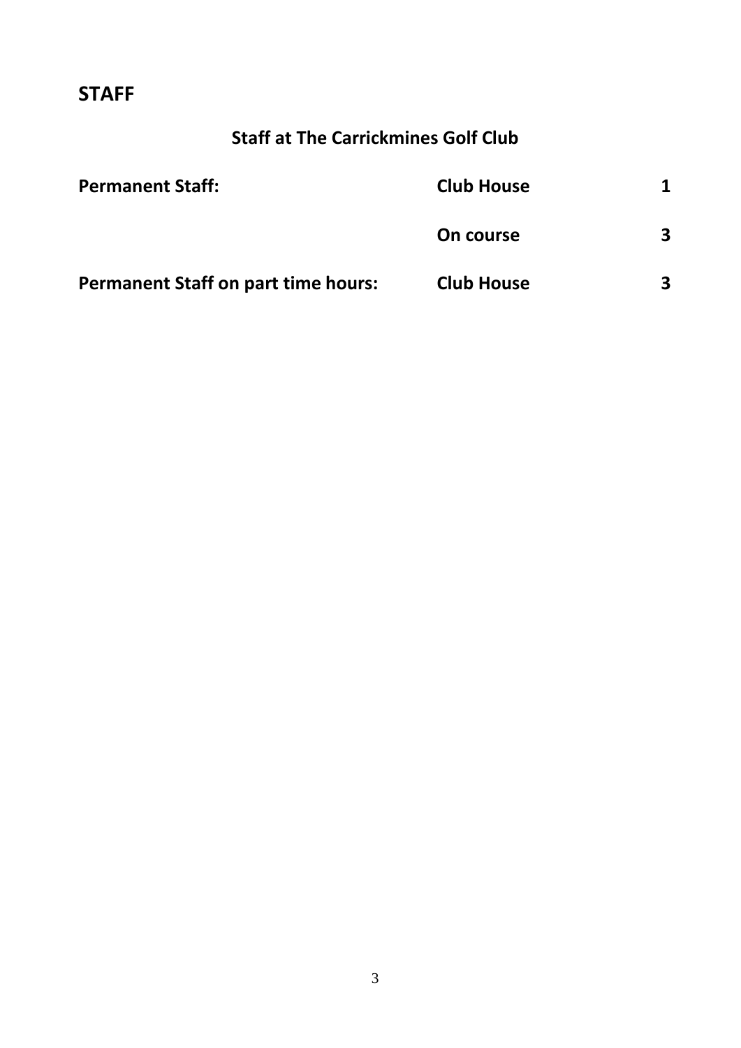# STAFF

## Staff at The Carrickmines Golf Club

| | | |
|---|---|---|
| **Permanent Staff:** | **Club House** | **1** |
| | **On course** | **3** |
| **Permanent Staff on part time hours:** | **Club House** | **3** |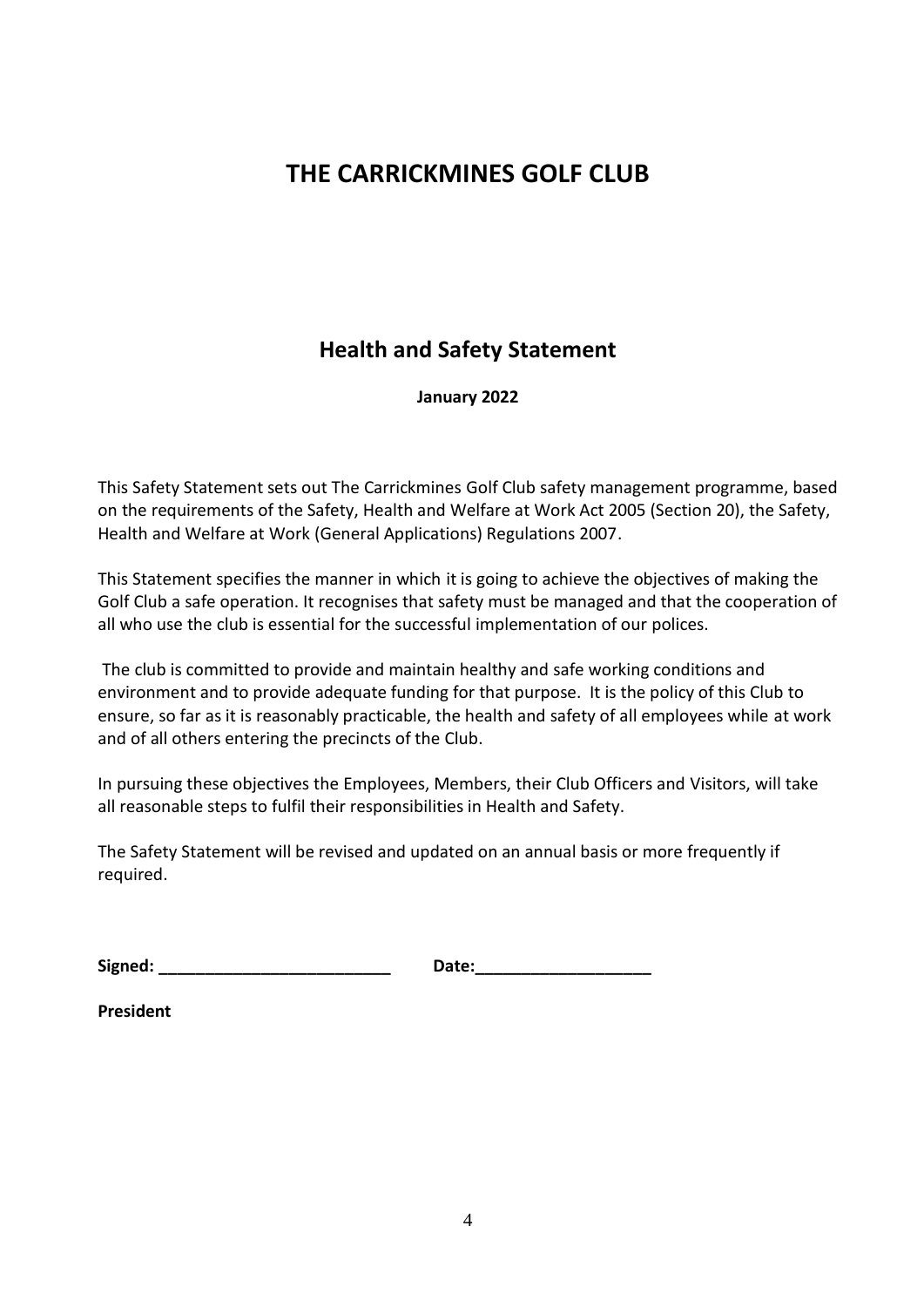# THE CARRICKMINES GOLF CLUB

## Health and Safety Statement

**January 2022**

This Safety Statement sets out The Carrickmines Golf Club safety management programme, based on the requirements of the Safety, Health and Welfare at Work Act 2005 (Section 20), the Safety, Health and Welfare at Work (General Applications) Regulations 2007.

This Statement specifies the manner in which it is going to achieve the objectives of making the Golf Club a safe operation. It recognises that safety must be managed and that the cooperation of all who use the club is essential for the successful implementation of our polices.

The club is committed to provide and maintain healthy and safe working conditions and environment and to provide adequate funding for that purpose. It is the policy of this Club to ensure, so far as it is reasonably practicable, the health and safety of all employees while at work and of all others entering the precincts of the Club.

In pursuing these objectives the Employees, Members, their Club Officers and Visitors, will take all reasonable steps to fulfil their responsibilities in Health and Safety.

The Safety Statement will be revised and updated on an annual basis or more frequently if required.

**Signed: _________________________** **Date:___________________**

**President**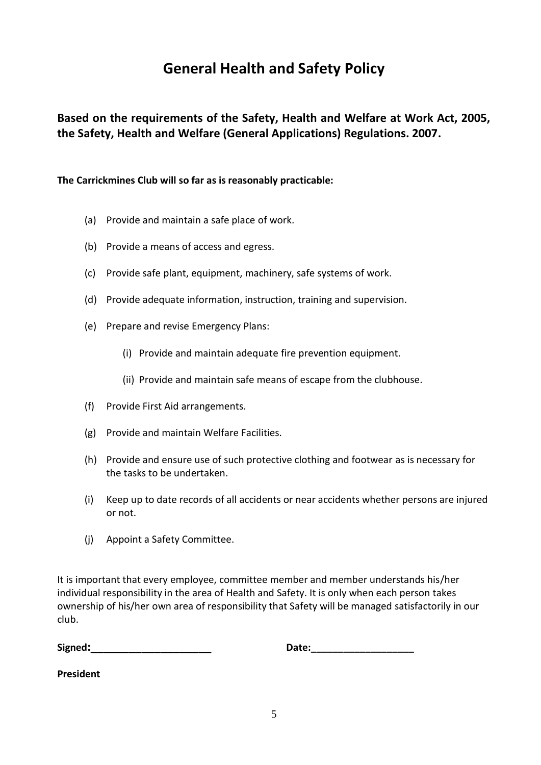# General Health and Safety Policy

## Based on the requirements of the Safety, Health and Welfare at Work Act, 2005, the Safety, Health and Welfare (General Applications) Regulations. 2007.

**The Carrickmines Club will so far as is reasonably practicable:**

(a) Provide and maintain a safe place of work.

(b) Provide a means of access and egress.

(c) Provide safe plant, equipment, machinery, safe systems of work.

(d) Provide adequate information, instruction, training and supervision.

(e) Prepare and revise Emergency Plans:

  (i) Provide and maintain adequate fire prevention equipment.

  (ii) Provide and maintain safe means of escape from the clubhouse.

(f) Provide First Aid arrangements.

(g) Provide and maintain Welfare Facilities.

(h) Provide and ensure use of such protective clothing and footwear as is necessary for the tasks to be undertaken.

(i) Keep up to date records of all accidents or near accidents whether persons are injured or not.

(j) Appoint a Safety Committee.

It is important that every employee, committee member and member understands his/her individual responsibility in the area of Health and Safety. It is only when each person takes ownership of his/her own area of responsibility that Safety will be managed satisfactorily in our club.

**Signed:______________________** **Date:___________________**

**President**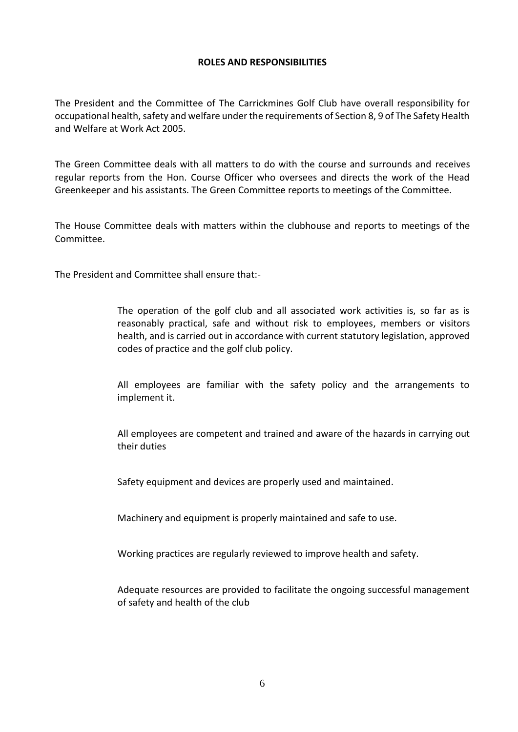## ROLES AND RESPONSIBILITIES

The President and the Committee of The Carrickmines Golf Club have overall responsibility for occupational health, safety and welfare under the requirements of Section 8, 9 of The Safety Health and Welfare at Work Act 2005.

The Green Committee deals with all matters to do with the course and surrounds and receives regular reports from the Hon. Course Officer who oversees and directs the work of the Head Greenkeeper and his assistants. The Green Committee reports to meetings of the Committee.

The House Committee deals with matters within the clubhouse and reports to meetings of the Committee.

The President and Committee shall ensure that:-

> The operation of the golf club and all associated work activities is, so far as is reasonably practical, safe and without risk to employees, members or visitors health, and is carried out in accordance with current statutory legislation, approved codes of practice and the golf club policy.
>
> All employees are familiar with the safety policy and the arrangements to implement it.
>
> All employees are competent and trained and aware of the hazards in carrying out their duties
>
> Safety equipment and devices are properly used and maintained.
>
> Machinery and equipment is properly maintained and safe to use.
>
> Working practices are regularly reviewed to improve health and safety.
>
> Adequate resources are provided to facilitate the ongoing successful management of safety and health of the club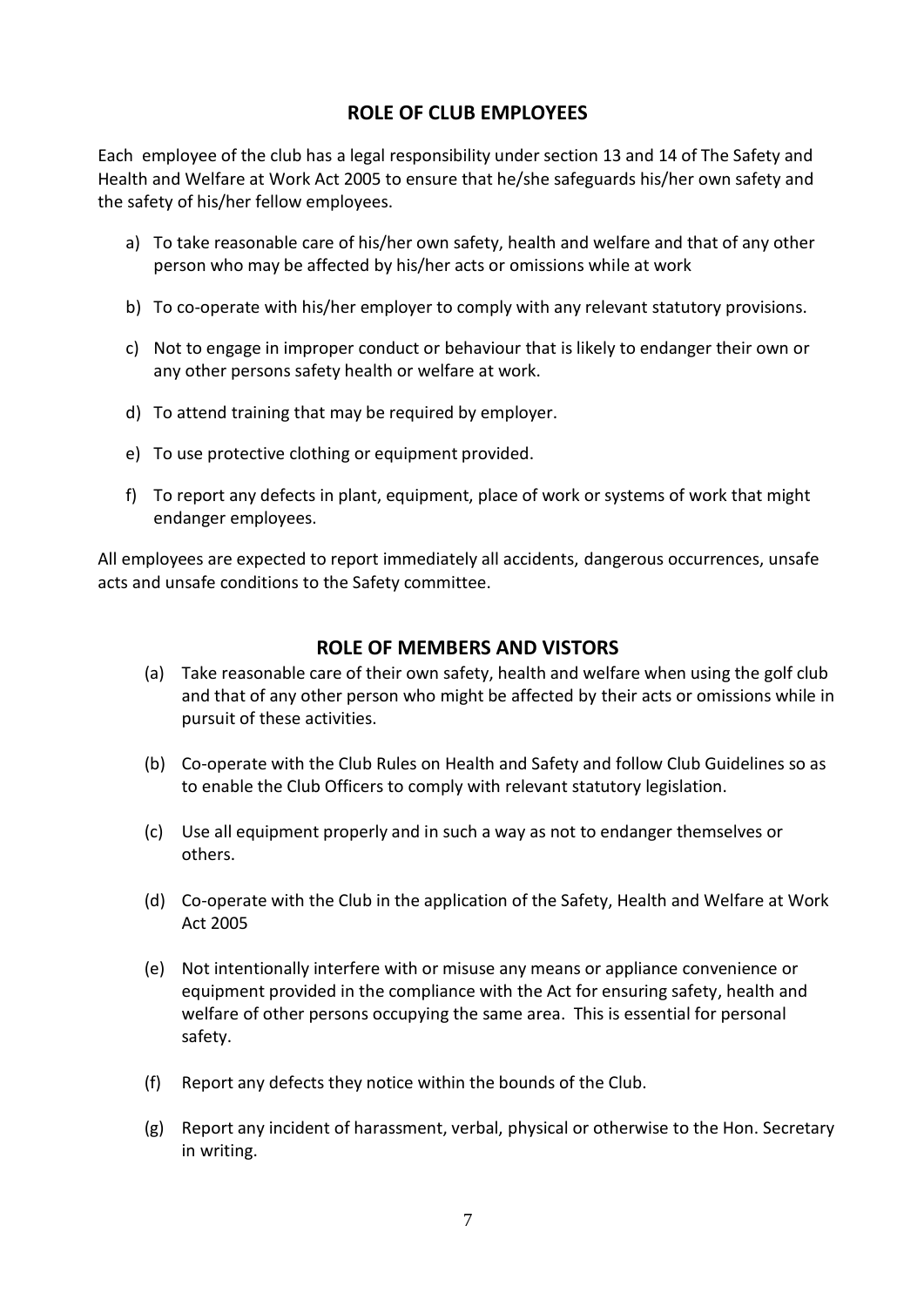## ROLE OF CLUB EMPLOYEES

Each employee of the club has a legal responsibility under section 13 and 14 of The Safety and Health and Welfare at Work Act 2005 to ensure that he/she safeguards his/her own safety and the safety of his/her fellow employees.

a) To take reasonable care of his/her own safety, health and welfare and that of any other person who may be affected by his/her acts or omissions while at work

b) To co-operate with his/her employer to comply with any relevant statutory provisions.

c) Not to engage in improper conduct or behaviour that is likely to endanger their own or any other persons safety health or welfare at work.

d) To attend training that may be required by employer.

e) To use protective clothing or equipment provided.

f) To report any defects in plant, equipment, place of work or systems of work that might endanger employees.

All employees are expected to report immediately all accidents, dangerous occurrences, unsafe acts and unsafe conditions to the Safety committee.

## ROLE OF MEMBERS AND VISTORS

(a) Take reasonable care of their own safety, health and welfare when using the golf club and that of any other person who might be affected by their acts or omissions while in pursuit of these activities.

(b) Co-operate with the Club Rules on Health and Safety and follow Club Guidelines so as to enable the Club Officers to comply with relevant statutory legislation.

(c) Use all equipment properly and in such a way as not to endanger themselves or others.

(d) Co-operate with the Club in the application of the Safety, Health and Welfare at Work Act 2005

(e) Not intentionally interfere with or misuse any means or appliance convenience or equipment provided in the compliance with the Act for ensuring safety, health and welfare of other persons occupying the same area. This is essential for personal safety.

(f) Report any defects they notice within the bounds of the Club.

(g) Report any incident of harassment, verbal, physical or otherwise to the Hon. Secretary in writing.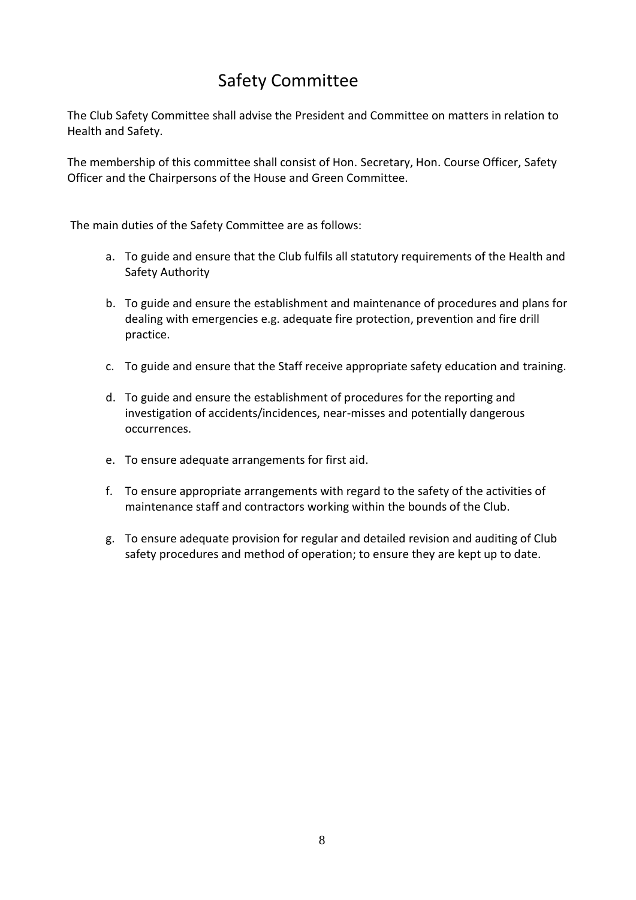# Safety Committee

The Club Safety Committee shall advise the President and Committee on matters in relation to Health and Safety.

The membership of this committee shall consist of Hon. Secretary, Hon. Course Officer, Safety Officer and the Chairpersons of the House and Green Committee.

The main duties of the Safety Committee are as follows:

a. To guide and ensure that the Club fulfils all statutory requirements of the Health and Safety Authority

b. To guide and ensure the establishment and maintenance of procedures and plans for dealing with emergencies e.g. adequate fire protection, prevention and fire drill practice.

c. To guide and ensure that the Staff receive appropriate safety education and training.

d. To guide and ensure the establishment of procedures for the reporting and investigation of accidents/incidences, near-misses and potentially dangerous occurrences.

e. To ensure adequate arrangements for first aid.

f. To ensure appropriate arrangements with regard to the safety of the activities of maintenance staff and contractors working within the bounds of the Club.

g. To ensure adequate provision for regular and detailed revision and auditing of Club safety procedures and method of operation; to ensure they are kept up to date.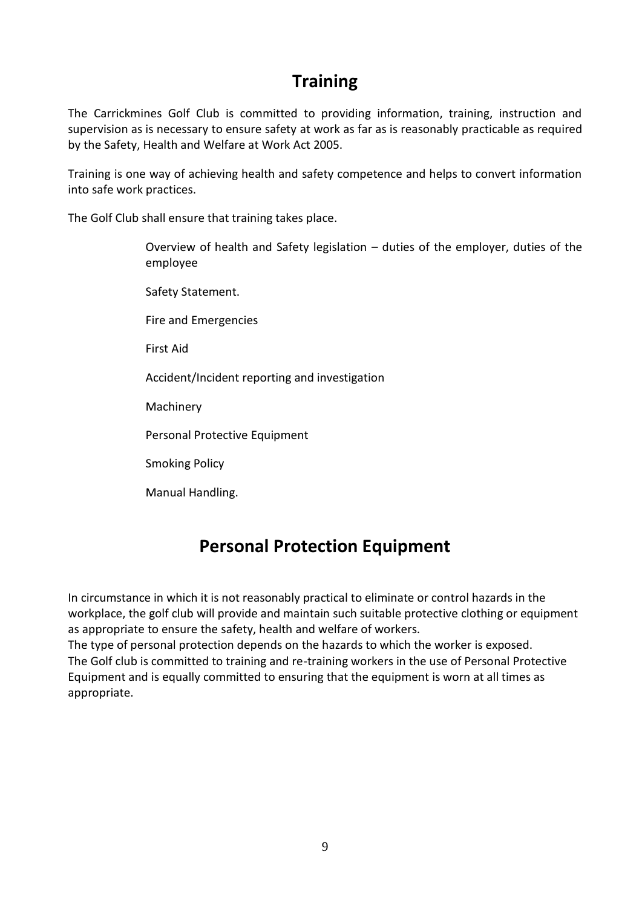## Training

The Carrickmines Golf Club is committed to providing information, training, instruction and supervision as is necessary to ensure safety at work as far as is reasonably practicable as required by the Safety, Health and Welfare at Work Act 2005.

Training is one way of achieving health and safety competence and helps to convert information into safe work practices.

The Golf Club shall ensure that training takes place.

Overview of health and Safety legislation – duties of the employer, duties of the employee

Safety Statement.

Fire and Emergencies

First Aid

Accident/Incident reporting and investigation

Machinery

Personal Protective Equipment

Smoking Policy

Manual Handling.

## Personal Protection Equipment

In circumstance in which it is not reasonably practical to eliminate or control hazards in the workplace, the golf club will provide and maintain such suitable protective clothing or equipment as appropriate to ensure the safety, health and welfare of workers.
The type of personal protection depends on the hazards to which the worker is exposed.
The Golf club is committed to training and re-training workers in the use of Personal Protective Equipment and is equally committed to ensuring that the equipment is worn at all times as appropriate.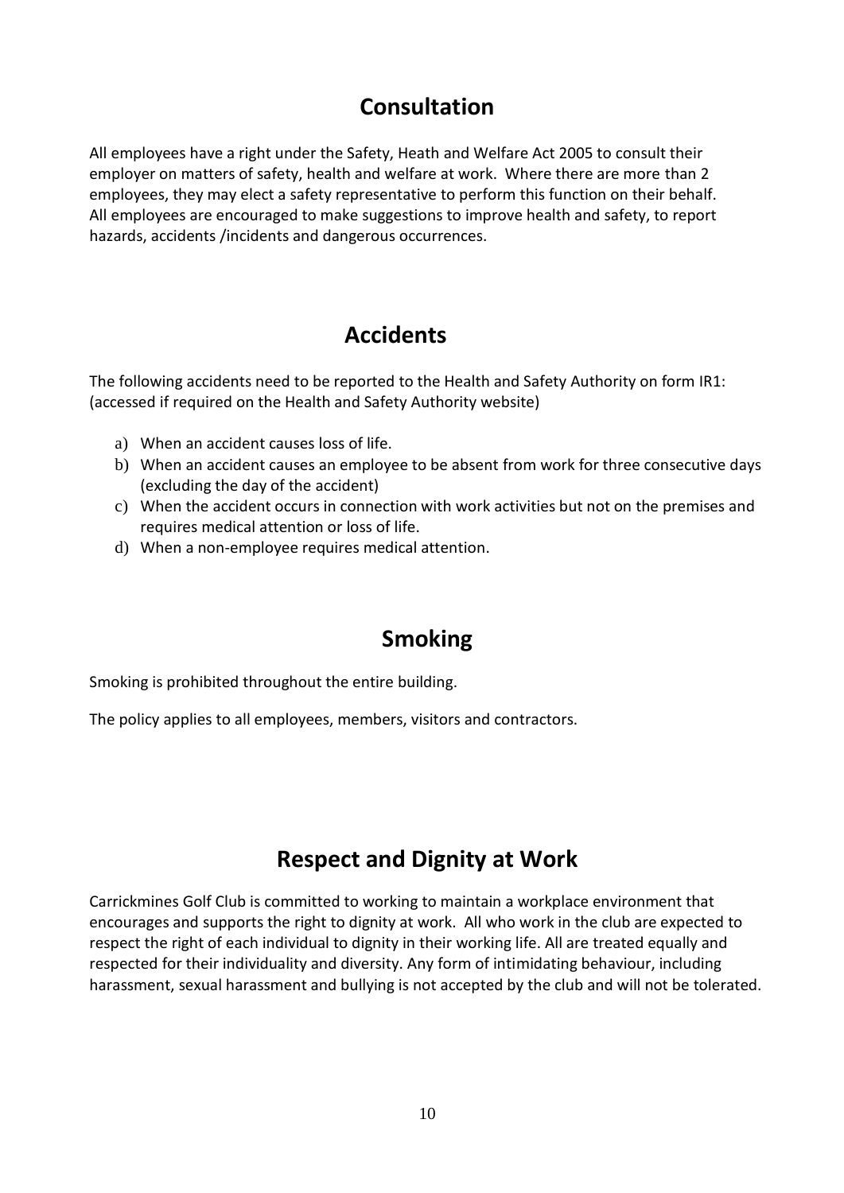## Consultation

All employees have a right under the Safety, Heath and Welfare Act 2005 to consult their employer on matters of safety, health and welfare at work. Where there are more than 2 employees, they may elect a safety representative to perform this function on their behalf. All employees are encouraged to make suggestions to improve health and safety, to report hazards, accidents /incidents and dangerous occurrences.

## Accidents

The following accidents need to be reported to the Health and Safety Authority on form IR1: (accessed if required on the Health and Safety Authority website)

a) When an accident causes loss of life.
b) When an accident causes an employee to be absent from work for three consecutive days (excluding the day of the accident)
c) When the accident occurs in connection with work activities but not on the premises and requires medical attention or loss of life.
d) When a non-employee requires medical attention.

## Smoking

Smoking is prohibited throughout the entire building.

The policy applies to all employees, members, visitors and contractors.

## Respect and Dignity at Work

Carrickmines Golf Club is committed to working to maintain a workplace environment that encourages and supports the right to dignity at work. All who work in the club are expected to respect the right of each individual to dignity in their working life. All are treated equally and respected for their individuality and diversity. Any form of intimidating behaviour, including harassment, sexual harassment and bullying is not accepted by the club and will not be tolerated.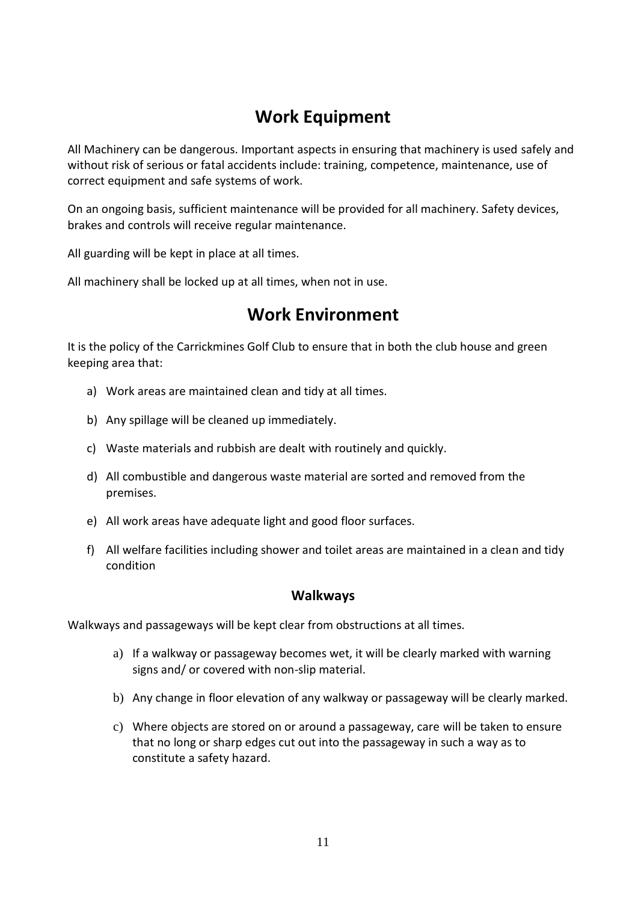## Work Equipment

All Machinery can be dangerous. Important aspects in ensuring that machinery is used safely and without risk of serious or fatal accidents include: training, competence, maintenance, use of correct equipment and safe systems of work.

On an ongoing basis, sufficient maintenance will be provided for all machinery. Safety devices, brakes and controls will receive regular maintenance.

All guarding will be kept in place at all times.

All machinery shall be locked up at all times, when not in use.

## Work Environment

It is the policy of the Carrickmines Golf Club to ensure that in both the club house and green keeping area that:

a) Work areas are maintained clean and tidy at all times.

b) Any spillage will be cleaned up immediately.

c) Waste materials and rubbish are dealt with routinely and quickly.

d) All combustible and dangerous waste material are sorted and removed from the premises.

e) All work areas have adequate light and good floor surfaces.

f) All welfare facilities including shower and toilet areas are maintained in a clean and tidy condition

### Walkways

Walkways and passageways will be kept clear from obstructions at all times.

a) If a walkway or passageway becomes wet, it will be clearly marked with warning signs and/ or covered with non-slip material.

b) Any change in floor elevation of any walkway or passageway will be clearly marked.

c) Where objects are stored on or around a passageway, care will be taken to ensure that no long or sharp edges cut out into the passageway in such a way as to constitute a safety hazard.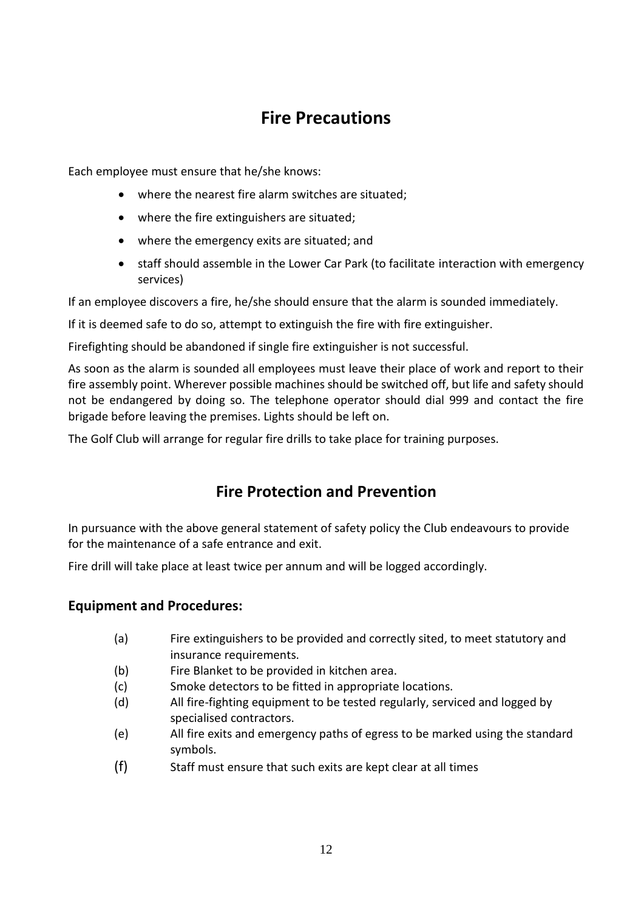# Fire Precautions

Each employee must ensure that he/she knows:

- where the nearest fire alarm switches are situated;
- where the fire extinguishers are situated;
- where the emergency exits are situated; and
- staff should assemble in the Lower Car Park (to facilitate interaction with emergency services)

If an employee discovers a fire, he/she should ensure that the alarm is sounded immediately.

If it is deemed safe to do so, attempt to extinguish the fire with fire extinguisher.

Firefighting should be abandoned if single fire extinguisher is not successful.

As soon as the alarm is sounded all employees must leave their place of work and report to their fire assembly point. Wherever possible machines should be switched off, but life and safety should not be endangered by doing so. The telephone operator should dial 999 and contact the fire brigade before leaving the premises. Lights should be left on.

The Golf Club will arrange for regular fire drills to take place for training purposes.

# Fire Protection and Prevention

In pursuance with the above general statement of safety policy the Club endeavours to provide for the maintenance of a safe entrance and exit.

Fire drill will take place at least twice per annum and will be logged accordingly.

## Equipment and Procedures:

(a) Fire extinguishers to be provided and correctly sited, to meet statutory and insurance requirements.

(b) Fire Blanket to be provided in kitchen area.

(c) Smoke detectors to be fitted in appropriate locations.

(d) All fire-fighting equipment to be tested regularly, serviced and logged by specialised contractors.

(e) All fire exits and emergency paths of egress to be marked using the standard symbols.

(f) Staff must ensure that such exits are kept clear at all times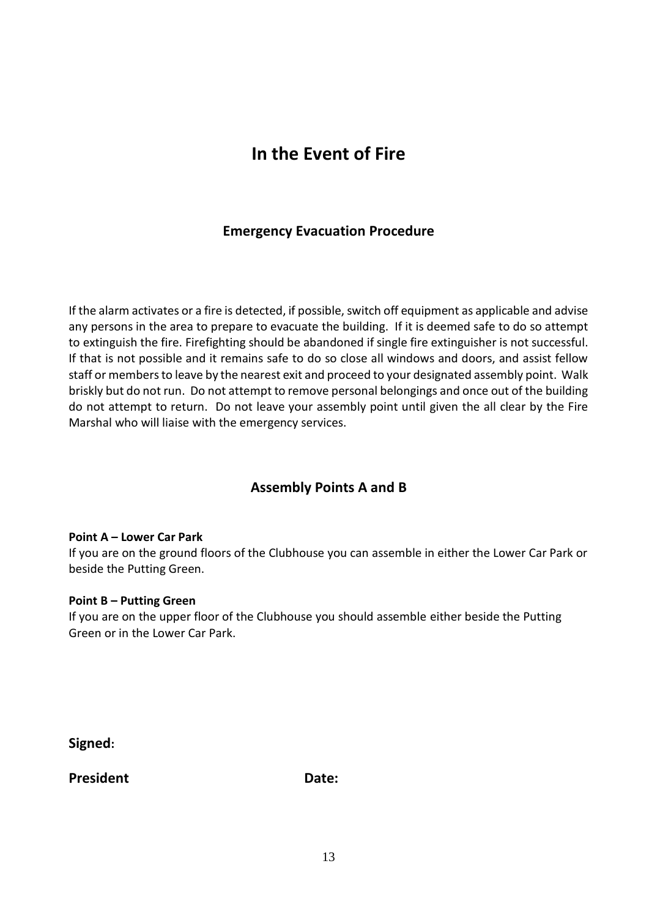# In the Event of Fire

## Emergency Evacuation Procedure

If the alarm activates or a fire is detected, if possible, switch off equipment as applicable and advise any persons in the area to prepare to evacuate the building. If it is deemed safe to do so attempt to extinguish the fire. Firefighting should be abandoned if single fire extinguisher is not successful. If that is not possible and it remains safe to do so close all windows and doors, and assist fellow staff or members to leave by the nearest exit and proceed to your designated assembly point. Walk briskly but do not run. Do not attempt to remove personal belongings and once out of the building do not attempt to return. Do not leave your assembly point until given the all clear by the Fire Marshal who will liaise with the emergency services.

## Assembly Points A and B

**Point A – Lower Car Park**
If you are on the ground floors of the Clubhouse you can assemble in either the Lower Car Park or beside the Putting Green.

**Point B – Putting Green**
If you are on the upper floor of the Clubhouse you should assemble either beside the Putting Green or in the Lower Car Park.

**Signed:**

**President** **Date:**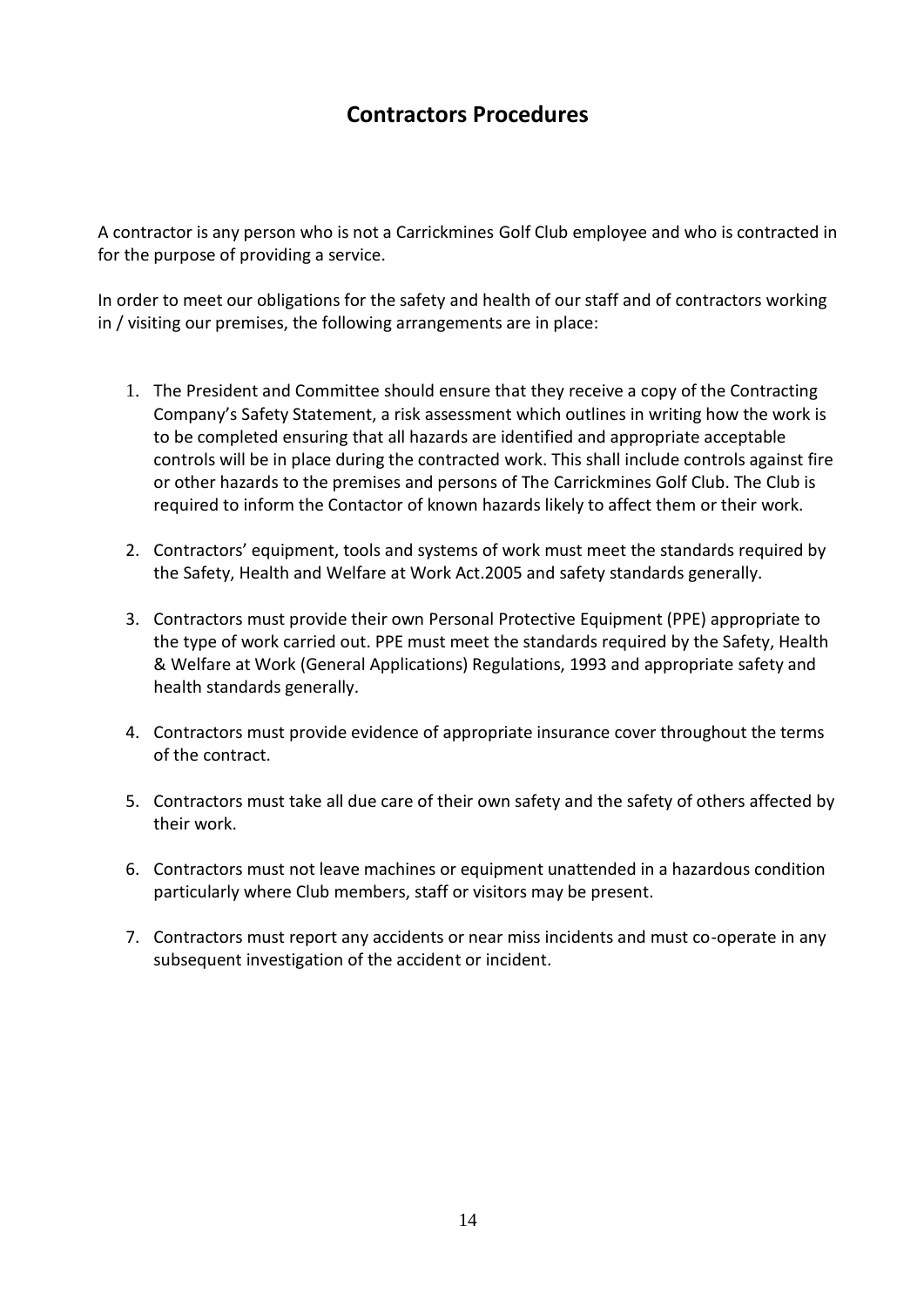# Contractors Procedures

A contractor is any person who is not a Carrickmines Golf Club employee and who is contracted in for the purpose of providing a service.

In order to meet our obligations for the safety and health of our staff and of contractors working in / visiting our premises, the following arrangements are in place:

1. The President and Committee should ensure that they receive a copy of the Contracting Company's Safety Statement, a risk assessment which outlines in writing how the work is to be completed ensuring that all hazards are identified and appropriate acceptable controls will be in place during the contracted work. This shall include controls against fire or other hazards to the premises and persons of The Carrickmines Golf Club. The Club is required to inform the Contactor of known hazards likely to affect them or their work.

2. Contractors' equipment, tools and systems of work must meet the standards required by the Safety, Health and Welfare at Work Act.2005 and safety standards generally.

3. Contractors must provide their own Personal Protective Equipment (PPE) appropriate to the type of work carried out. PPE must meet the standards required by the Safety, Health & Welfare at Work (General Applications) Regulations, 1993 and appropriate safety and health standards generally.

4. Contractors must provide evidence of appropriate insurance cover throughout the terms of the contract.

5. Contractors must take all due care of their own safety and the safety of others affected by their work.

6. Contractors must not leave machines or equipment unattended in a hazardous condition particularly where Club members, staff or visitors may be present.

7. Contractors must report any accidents or near miss incidents and must co-operate in any subsequent investigation of the accident or incident.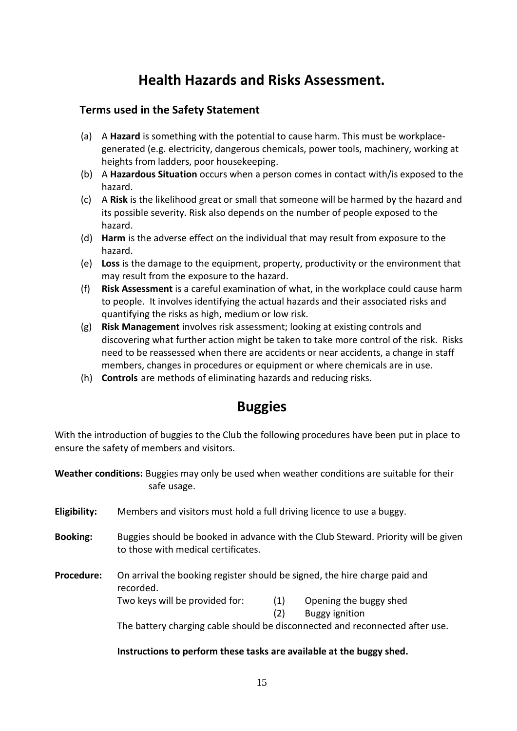# Health Hazards and Risks Assessment.

## Terms used in the Safety Statement

(a) A **Hazard** is something with the potential to cause harm. This must be workplace-generated (e.g. electricity, dangerous chemicals, power tools, machinery, working at heights from ladders, poor housekeeping.

(b) A **Hazardous Situation** occurs when a person comes in contact with/is exposed to the hazard.

(c) A **Risk** is the likelihood great or small that someone will be harmed by the hazard and its possible severity. Risk also depends on the number of people exposed to the hazard.

(d) **Harm** is the adverse effect on the individual that may result from exposure to the hazard.

(e) **Loss** is the damage to the equipment, property, productivity or the environment that may result from the exposure to the hazard.

(f) **Risk Assessment** is a careful examination of what, in the workplace could cause harm to people. It involves identifying the actual hazards and their associated risks and quantifying the risks as high, medium or low risk.

(g) **Risk Management** involves risk assessment; looking at existing controls and discovering what further action might be taken to take more control of the risk. Risks need to be reassessed when there are accidents or near accidents, a change in staff members, changes in procedures or equipment or where chemicals are in use.

(h) **Controls** are methods of eliminating hazards and reducing risks.

# Buggies

With the introduction of buggies to the Club the following procedures have been put in place to ensure the safety of members and visitors.

**Weather conditions:** Buggies may only be used when weather conditions are suitable for their safe usage.

**Eligibility:** Members and visitors must hold a full driving licence to use a buggy.

**Booking:** Buggies should be booked in advance with the Club Steward. Priority will be given to those with medical certificates.

**Procedure:** On arrival the booking register should be signed, the hire charge paid and recorded.

Two keys will be provided for:
(1) Opening the buggy shed
(2) Buggy ignition

The battery charging cable should be disconnected and reconnected after use.

**Instructions to perform these tasks are available at the buggy shed.**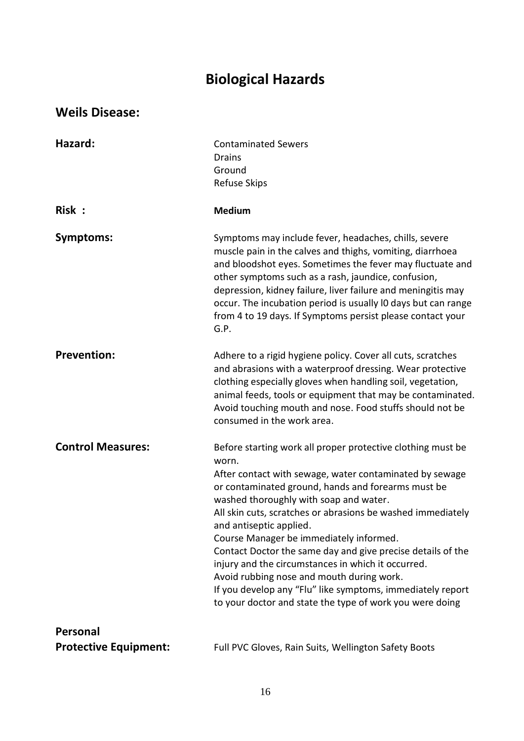# Biological Hazards

## Weils Disease:

**Hazard:**

Contaminated Sewers
Drains
Ground
Refuse Skips

**Risk :**

**Medium**

**Symptoms:**

Symptoms may include fever, headaches, chills, severe muscle pain in the calves and thighs, vomiting, diarrhoea and bloodshot eyes. Sometimes the fever may fluctuate and other symptoms such as a rash, jaundice, confusion, depression, kidney failure, liver failure and meningitis may occur. The incubation period is usually l0 days but can range from 4 to 19 days. If Symptoms persist please contact your G.P.

**Prevention:**

Adhere to a rigid hygiene policy. Cover all cuts, scratches and abrasions with a waterproof dressing. Wear protective clothing especially gloves when handling soil, vegetation, animal feeds, tools or equipment that may be contaminated. Avoid touching mouth and nose. Food stuffs should not be consumed in the work area.

**Control Measures:**

Before starting work all proper protective clothing must be worn.
After contact with sewage, water contaminated by sewage or contaminated ground, hands and forearms must be washed thoroughly with soap and water.
All skin cuts, scratches or abrasions be washed immediately and antiseptic applied.
Course Manager be immediately informed.
Contact Doctor the same day and give precise details of the injury and the circumstances in which it occurred.
Avoid rubbing nose and mouth during work.
If you develop any “Flu” like symptoms, immediately report to your doctor and state the type of work you were doing

**Personal Protective Equipment:**

Full PVC Gloves, Rain Suits, Wellington Safety Boots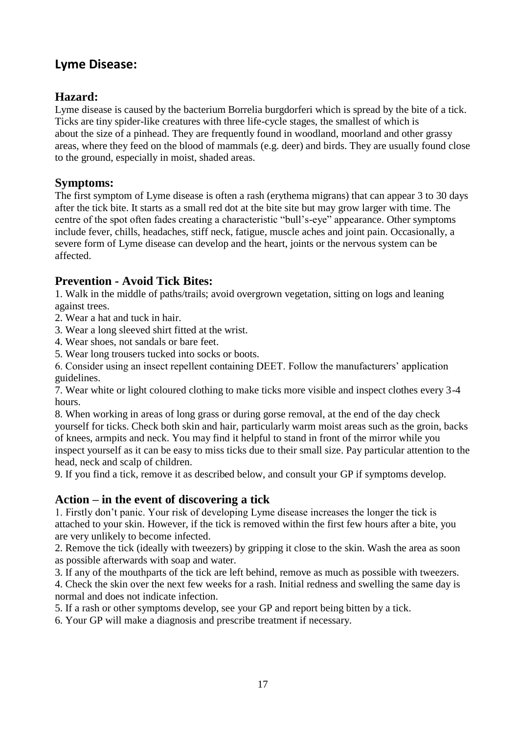## Lyme Disease:

### Hazard:

Lyme disease is caused by the bacterium Borrelia burgdorferi which is spread by the bite of a tick. Ticks are tiny spider-like creatures with three life-cycle stages, the smallest of which is about the size of a pinhead. They are frequently found in woodland, moorland and other grassy areas, where they feed on the blood of mammals (e.g. deer) and birds. They are usually found close to the ground, especially in moist, shaded areas.

### Symptoms:

The first symptom of Lyme disease is often a rash (erythema migrans) that can appear 3 to 30 days after the tick bite. It starts as a small red dot at the bite site but may grow larger with time. The centre of the spot often fades creating a characteristic "bull's-eye" appearance. Other symptoms include fever, chills, headaches, stiff neck, fatigue, muscle aches and joint pain. Occasionally, a severe form of Lyme disease can develop and the heart, joints or the nervous system can be affected.

### Prevention - Avoid Tick Bites:

1. Walk in the middle of paths/trails; avoid overgrown vegetation, sitting on logs and leaning against trees.
2. Wear a hat and tuck in hair.
3. Wear a long sleeved shirt fitted at the wrist.
4. Wear shoes, not sandals or bare feet.
5. Wear long trousers tucked into socks or boots.
6. Consider using an insect repellent containing DEET. Follow the manufacturers' application guidelines.
7. Wear white or light coloured clothing to make ticks more visible and inspect clothes every 3-4 hours.
8. When working in areas of long grass or during gorse removal, at the end of the day check yourself for ticks. Check both skin and hair, particularly warm moist areas such as the groin, backs of knees, armpits and neck. You may find it helpful to stand in front of the mirror while you inspect yourself as it can be easy to miss ticks due to their small size. Pay particular attention to the head, neck and scalp of children.
9. If you find a tick, remove it as described below, and consult your GP if symptoms develop.

### Action – in the event of discovering a tick

1. Firstly don't panic. Your risk of developing Lyme disease increases the longer the tick is attached to your skin. However, if the tick is removed within the first few hours after a bite, you are very unlikely to become infected.
2. Remove the tick (ideally with tweezers) by gripping it close to the skin. Wash the area as soon as possible afterwards with soap and water.
3. If any of the mouthparts of the tick are left behind, remove as much as possible with tweezers.
4. Check the skin over the next few weeks for a rash. Initial redness and swelling the same day is normal and does not indicate infection.
5. If a rash or other symptoms develop, see your GP and report being bitten by a tick.
6. Your GP will make a diagnosis and prescribe treatment if necessary.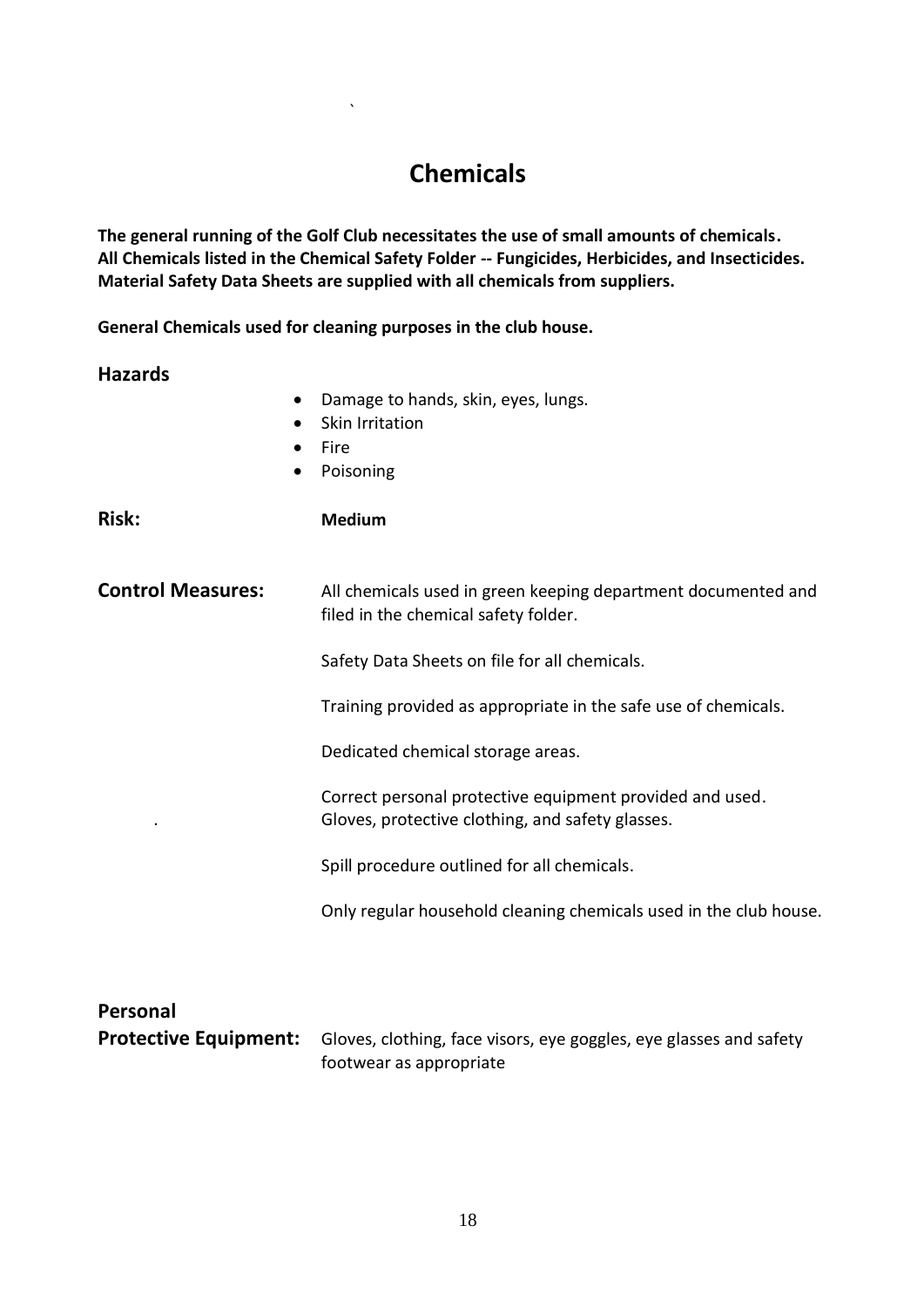# Chemicals

**The general running of the Golf Club necessitates the use of small amounts of chemicals.**
**All Chemicals listed in the Chemical Safety Folder -- Fungicides, Herbicides, and Insecticides.**
**Material Safety Data Sheets are supplied with all chemicals from suppliers.**

**General Chemicals used for cleaning purposes in the club house.**

## Hazards

- Damage to hands, skin, eyes, lungs.
- Skin Irritation
- Fire
- Poisoning

## Risk:

**Medium**

## Control Measures:

All chemicals used in green keeping department documented and filed in the chemical safety folder.

Safety Data Sheets on file for all chemicals.

Training provided as appropriate in the safe use of chemicals.

Dedicated chemical storage areas.

Correct personal protective equipment provided and used.
Gloves, protective clothing, and safety glasses.

Spill procedure outlined for all chemicals.

Only regular household cleaning chemicals used in the club house.

## Personal Protective Equipment:

Gloves, clothing, face visors, eye goggles, eye glasses and safety footwear as appropriate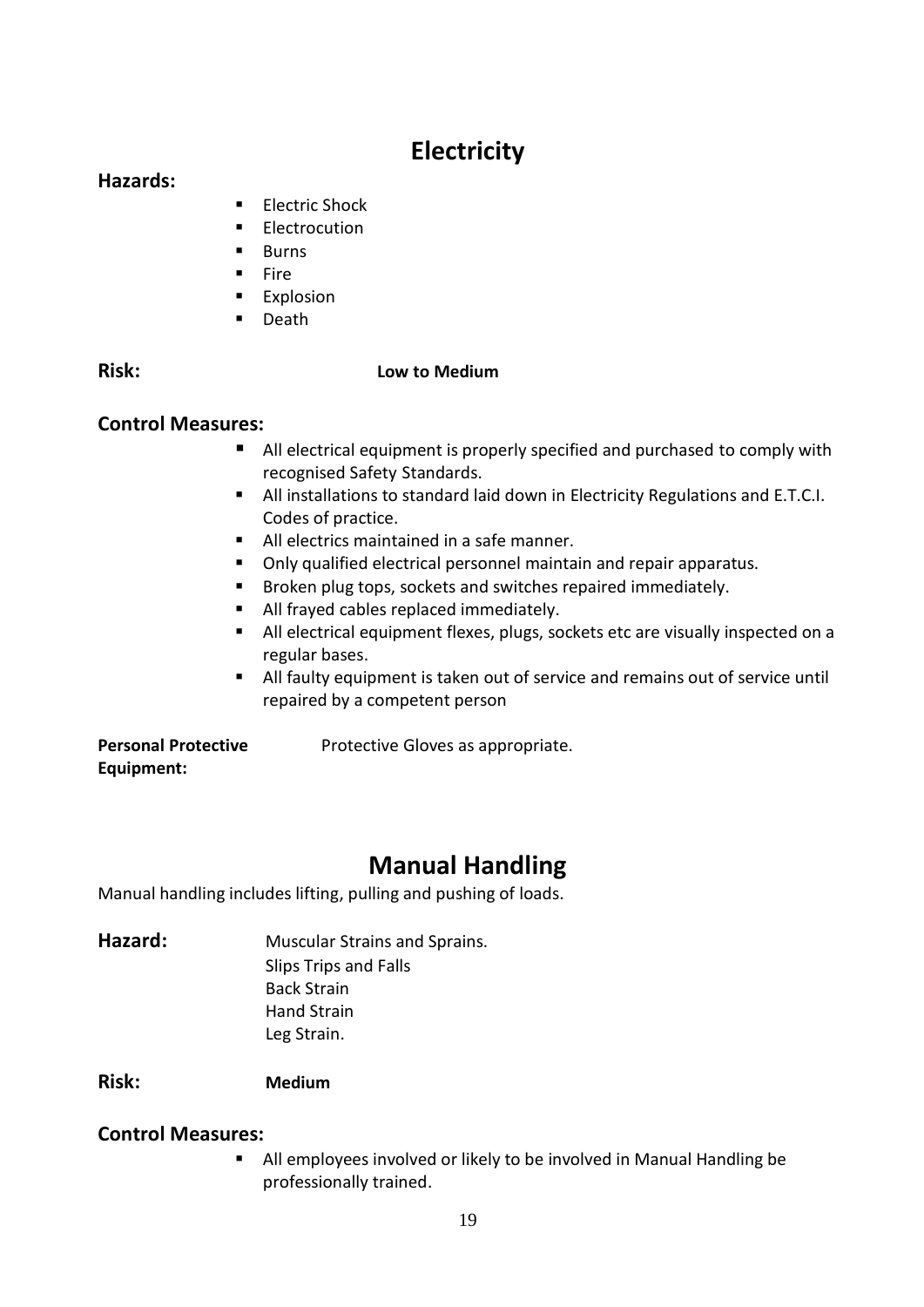## Electricity

**Hazards:**

- Electric Shock
- Electrocution
- Burns
- Fire
- Explosion
- Death

**Risk:** **Low to Medium**

**Control Measures:**

- All electrical equipment is properly specified and purchased to comply with recognised Safety Standards.
- All installations to standard laid down in Electricity Regulations and E.T.C.I. Codes of practice.
- All electrics maintained in a safe manner.
- Only qualified electrical personnel maintain and repair apparatus.
- Broken plug tops, sockets and switches repaired immediately.
- All frayed cables replaced immediately.
- All electrical equipment flexes, plugs, sockets etc are visually inspected on a regular bases.
- All faulty equipment is taken out of service and remains out of service until repaired by a competent person

**Personal Protective Equipment:** Protective Gloves as appropriate.

## Manual Handling

Manual handling includes lifting, pulling and pushing of loads.

**Hazard:** Muscular Strains and Sprains.
Slips Trips and Falls
Back Strain
Hand Strain
Leg Strain.

**Risk:** **Medium**

**Control Measures:**

- All employees involved or likely to be involved in Manual Handling be professionally trained.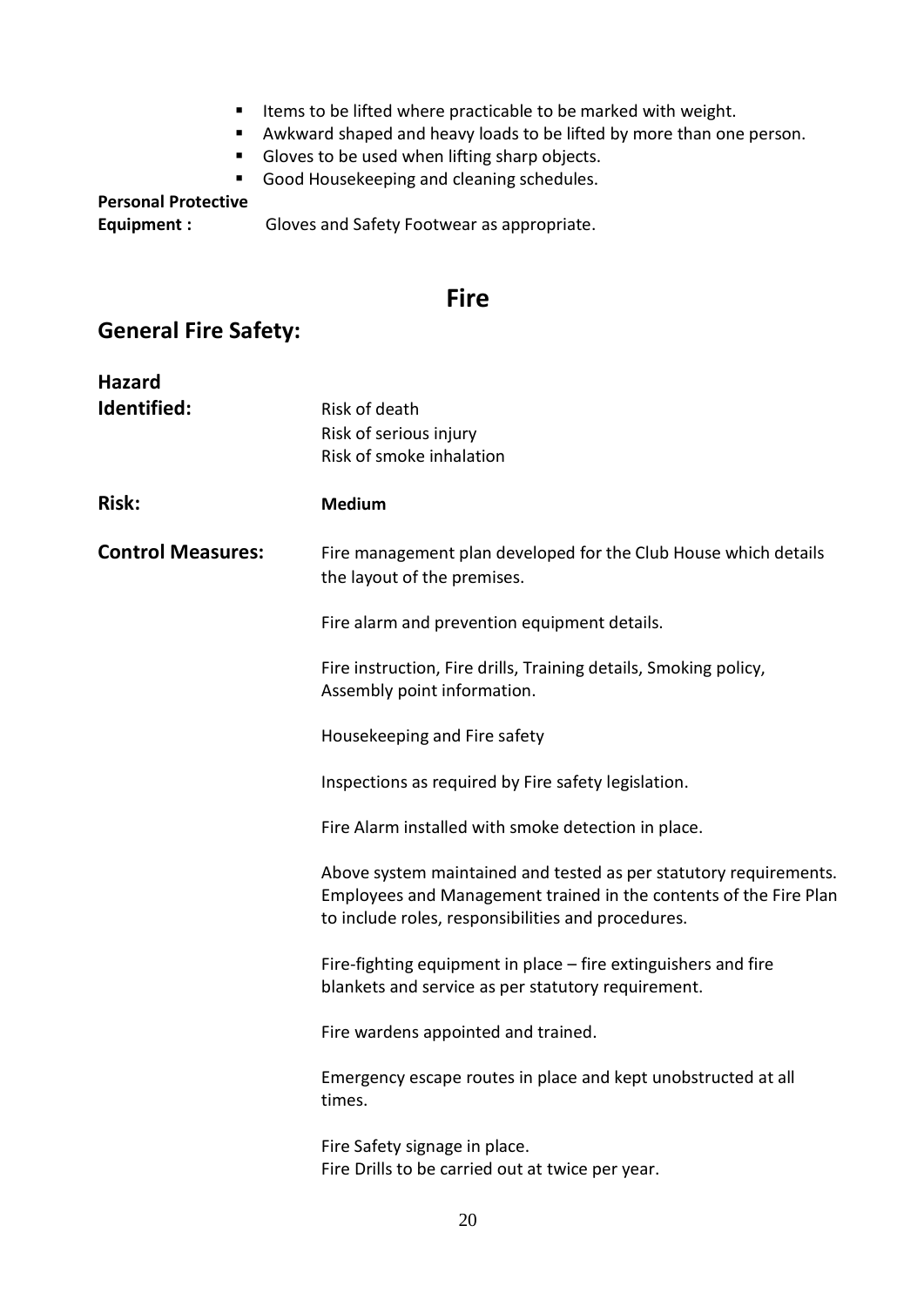- Items to be lifted where practicable to be marked with weight.
- Awkward shaped and heavy loads to be lifted by more than one person.
- Gloves to be used when lifting sharp objects.
- Good Housekeeping and cleaning schedules.

**Personal Protective Equipment :** Gloves and Safety Footwear as appropriate.

# Fire

## General Fire Safety:

**Hazard Identified:**

Risk of death
Risk of serious injury
Risk of smoke inhalation

**Risk:** **Medium**

**Control Measures:**

Fire management plan developed for the Club House which details the layout of the premises.

Fire alarm and prevention equipment details.

Fire instruction, Fire drills, Training details, Smoking policy, Assembly point information.

Housekeeping and Fire safety

Inspections as required by Fire safety legislation.

Fire Alarm installed with smoke detection in place.

Above system maintained and tested as per statutory requirements. Employees and Management trained in the contents of the Fire Plan to include roles, responsibilities and procedures.

Fire-fighting equipment in place – fire extinguishers and fire blankets and service as per statutory requirement.

Fire wardens appointed and trained.

Emergency escape routes in place and kept unobstructed at all times.

Fire Safety signage in place.
Fire Drills to be carried out at twice per year.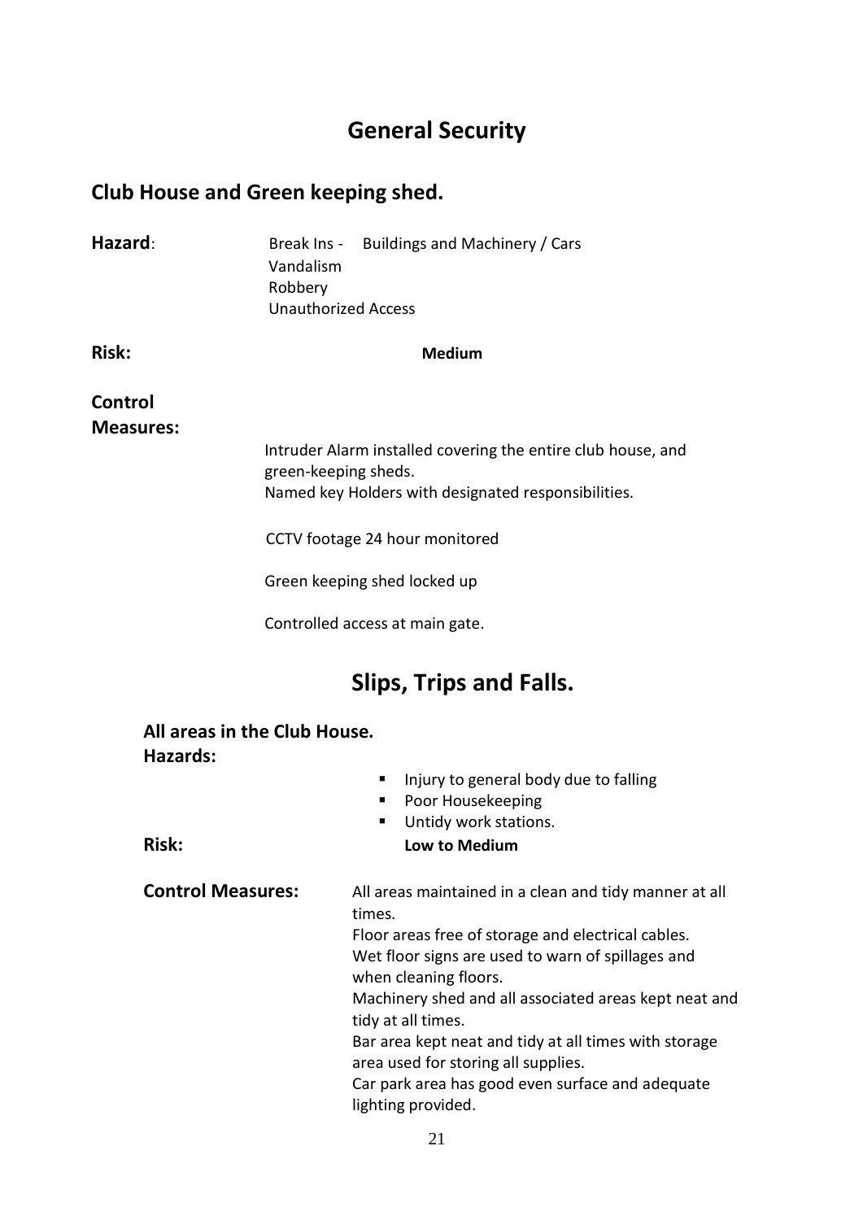# General Security

## Club House and Green keeping shed.

**Hazard**: Break Ins - Buildings and Machinery / Cars
Vandalism
Robbery
Unauthorized Access

**Risk:** **Medium**

**Control Measures:**

Intruder Alarm installed covering the entire club house, and green-keeping sheds.
Named key Holders with designated responsibilities.

CCTV footage 24 hour monitored

Green keeping shed locked up

Controlled access at main gate.

# Slips, Trips and Falls.

## All areas in the Club House.

**Hazards:**

- Injury to general body due to falling
- Poor Housekeeping
- Untidy work stations.

**Risk:** **Low to Medium**

**Control Measures:** All areas maintained in a clean and tidy manner at all times.
Floor areas free of storage and electrical cables.
Wet floor signs are used to warn of spillages and when cleaning floors.
Machinery shed and all associated areas kept neat and tidy at all times.
Bar area kept neat and tidy at all times with storage area used for storing all supplies.
Car park area has good even surface and adequate lighting provided.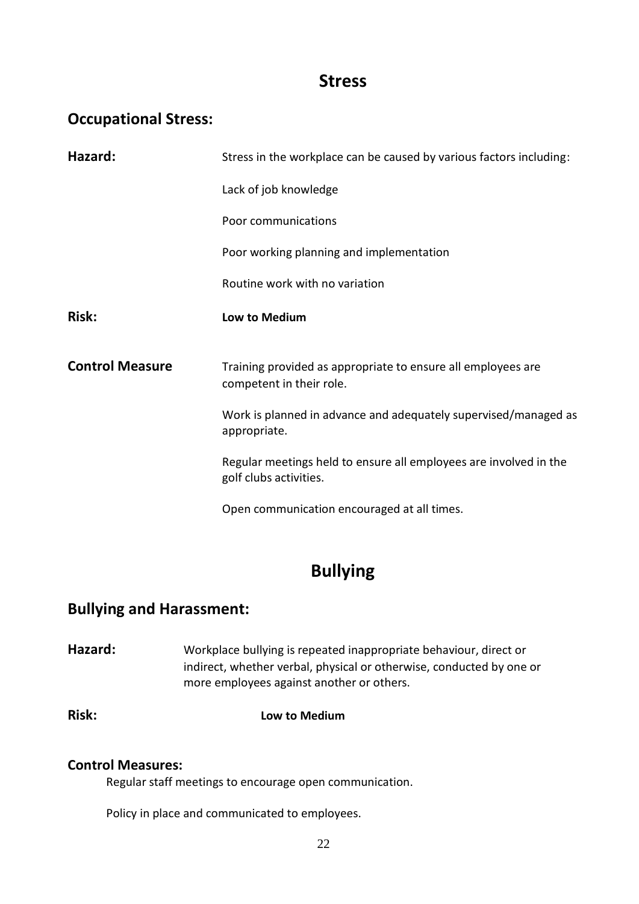# Stress

## Occupational Stress:

**Hazard:** Stress in the workplace can be caused by various factors including:

Lack of job knowledge

Poor communications

Poor working planning and implementation

Routine work with no variation

**Risk:** **Low to Medium**

**Control Measure**

Training provided as appropriate to ensure all employees are competent in their role.

Work is planned in advance and adequately supervised/managed as appropriate.

Regular meetings held to ensure all employees are involved in the golf clubs activities.

Open communication encouraged at all times.

# Bullying

## Bullying and Harassment:

**Hazard:** Workplace bullying is repeated inappropriate behaviour, direct or indirect, whether verbal, physical or otherwise, conducted by one or more employees against another or others.

**Risk:** **Low to Medium**

### Control Measures:

Regular staff meetings to encourage open communication.

Policy in place and communicated to employees.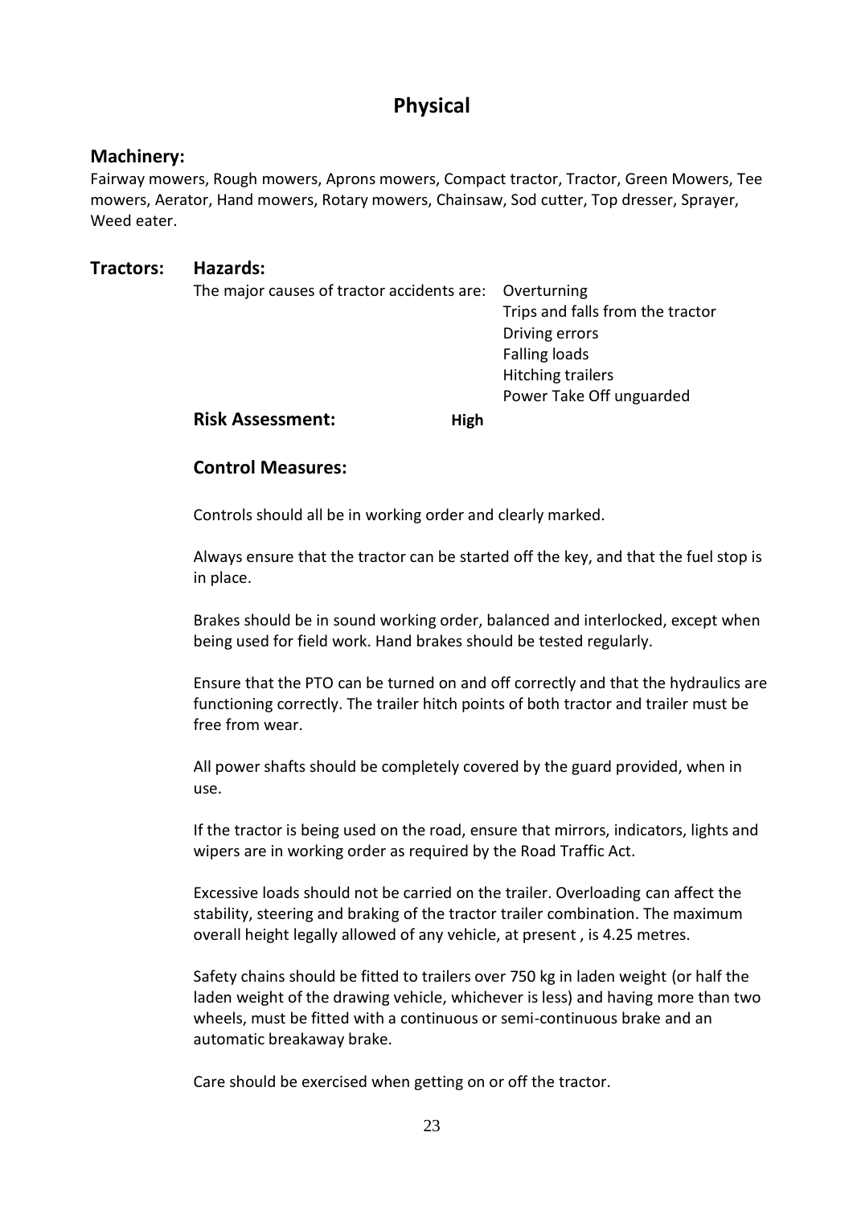# Physical

## Machinery:

Fairway mowers, Rough mowers, Aprons mowers, Compact tractor, Tractor, Green Mowers, Tee mowers, Aerator, Hand mowers, Rotary mowers, Chainsaw, Sod cutter, Top dresser, Sprayer, Weed eater.

## Tractors:

### Hazards:

The major causes of tractor accidents are:

- Overturning
- Trips and falls from the tractor
- Driving errors
- Falling loads
- Hitching trailers
- Power Take Off unguarded

**Risk Assessment:** **High**

### Control Measures:

Controls should all be in working order and clearly marked.

Always ensure that the tractor can be started off the key, and that the fuel stop is in place.

Brakes should be in sound working order, balanced and interlocked, except when being used for field work. Hand brakes should be tested regularly.

Ensure that the PTO can be turned on and off correctly and that the hydraulics are functioning correctly. The trailer hitch points of both tractor and trailer must be free from wear.

All power shafts should be completely covered by the guard provided, when in use.

If the tractor is being used on the road, ensure that mirrors, indicators, lights and wipers are in working order as required by the Road Traffic Act.

Excessive loads should not be carried on the trailer. Overloading can affect the stability, steering and braking of the tractor trailer combination. The maximum overall height legally allowed of any vehicle, at present , is 4.25 metres.

Safety chains should be fitted to trailers over 750 kg in laden weight (or half the laden weight of the drawing vehicle, whichever is less) and having more than two wheels, must be fitted with a continuous or semi-continuous brake and an automatic breakaway brake.

Care should be exercised when getting on or off the tractor.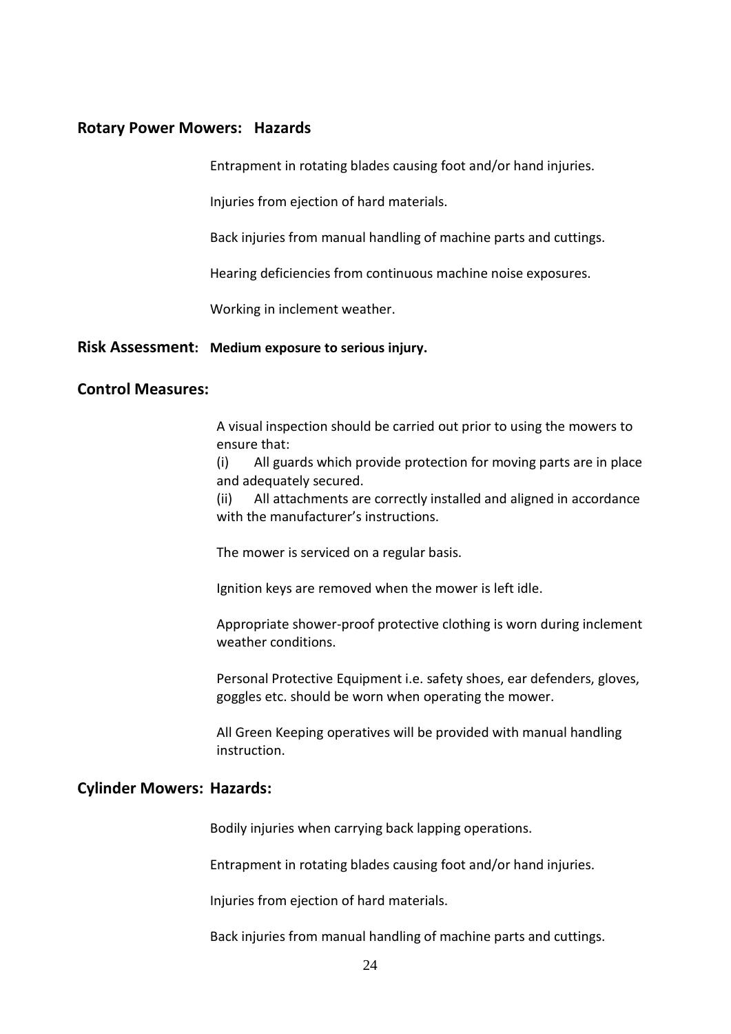## Rotary Power Mowers: Hazards

Entrapment in rotating blades causing foot and/or hand injuries.

Injuries from ejection of hard materials.

Back injuries from manual handling of machine parts and cuttings.

Hearing deficiencies from continuous machine noise exposures.

Working in inclement weather.

## Risk Assessment: **Medium exposure to serious injury.**

## Control Measures:

A visual inspection should be carried out prior to using the mowers to ensure that:

(i) All guards which provide protection for moving parts are in place and adequately secured.

(ii) All attachments are correctly installed and aligned in accordance with the manufacturer's instructions.

The mower is serviced on a regular basis.

Ignition keys are removed when the mower is left idle.

Appropriate shower-proof protective clothing is worn during inclement weather conditions.

Personal Protective Equipment i.e. safety shoes, ear defenders, gloves, goggles etc. should be worn when operating the mower.

All Green Keeping operatives will be provided with manual handling instruction.

## Cylinder Mowers: Hazards:

Bodily injuries when carrying back lapping operations.

Entrapment in rotating blades causing foot and/or hand injuries.

Injuries from ejection of hard materials.

Back injuries from manual handling of machine parts and cuttings.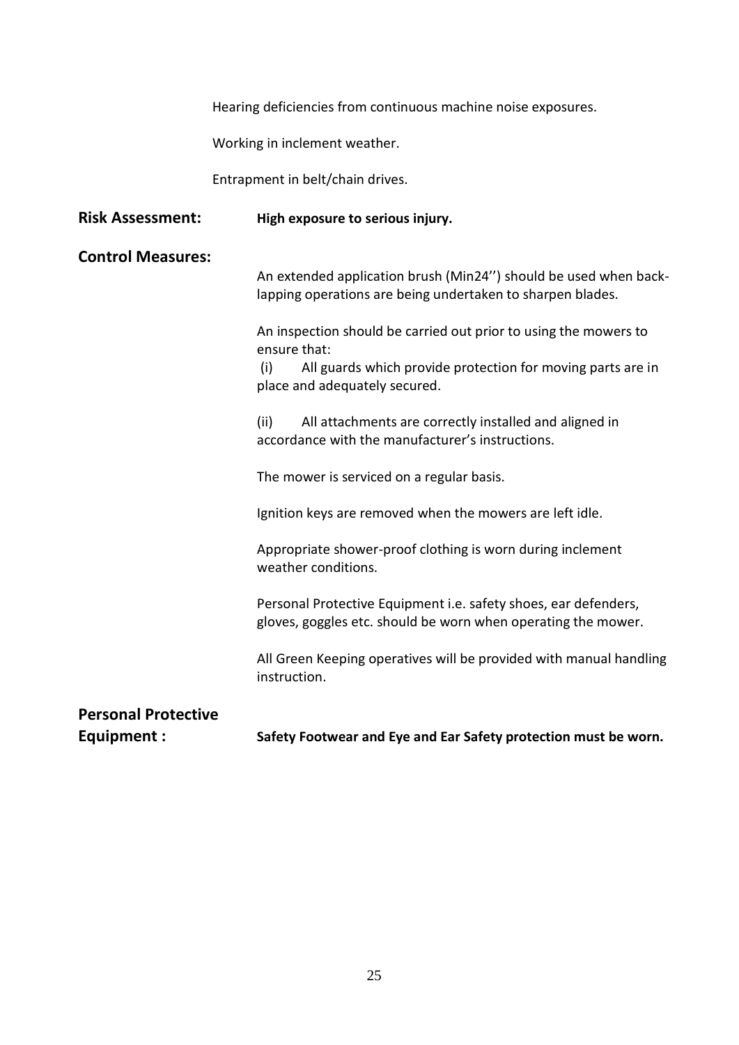Hearing deficiencies from continuous machine noise exposures.

Working in inclement weather.

Entrapment in belt/chain drives.

**Risk Assessment:** **High exposure to serious injury.**

**Control Measures:**

An extended application brush (Min24'') should be used when back-lapping operations are being undertaken to sharpen blades.

An inspection should be carried out prior to using the mowers to ensure that:

(i) All guards which provide protection for moving parts are in place and adequately secured.

(ii) All attachments are correctly installed and aligned in accordance with the manufacturer's instructions.

The mower is serviced on a regular basis.

Ignition keys are removed when the mowers are left idle.

Appropriate shower-proof clothing is worn during inclement weather conditions.

Personal Protective Equipment i.e. safety shoes, ear defenders, gloves, goggles etc. should be worn when operating the mower.

All Green Keeping operatives will be provided with manual handling instruction.

**Personal Protective Equipment :** **Safety Footwear and Eye and Ear Safety protection must be worn.**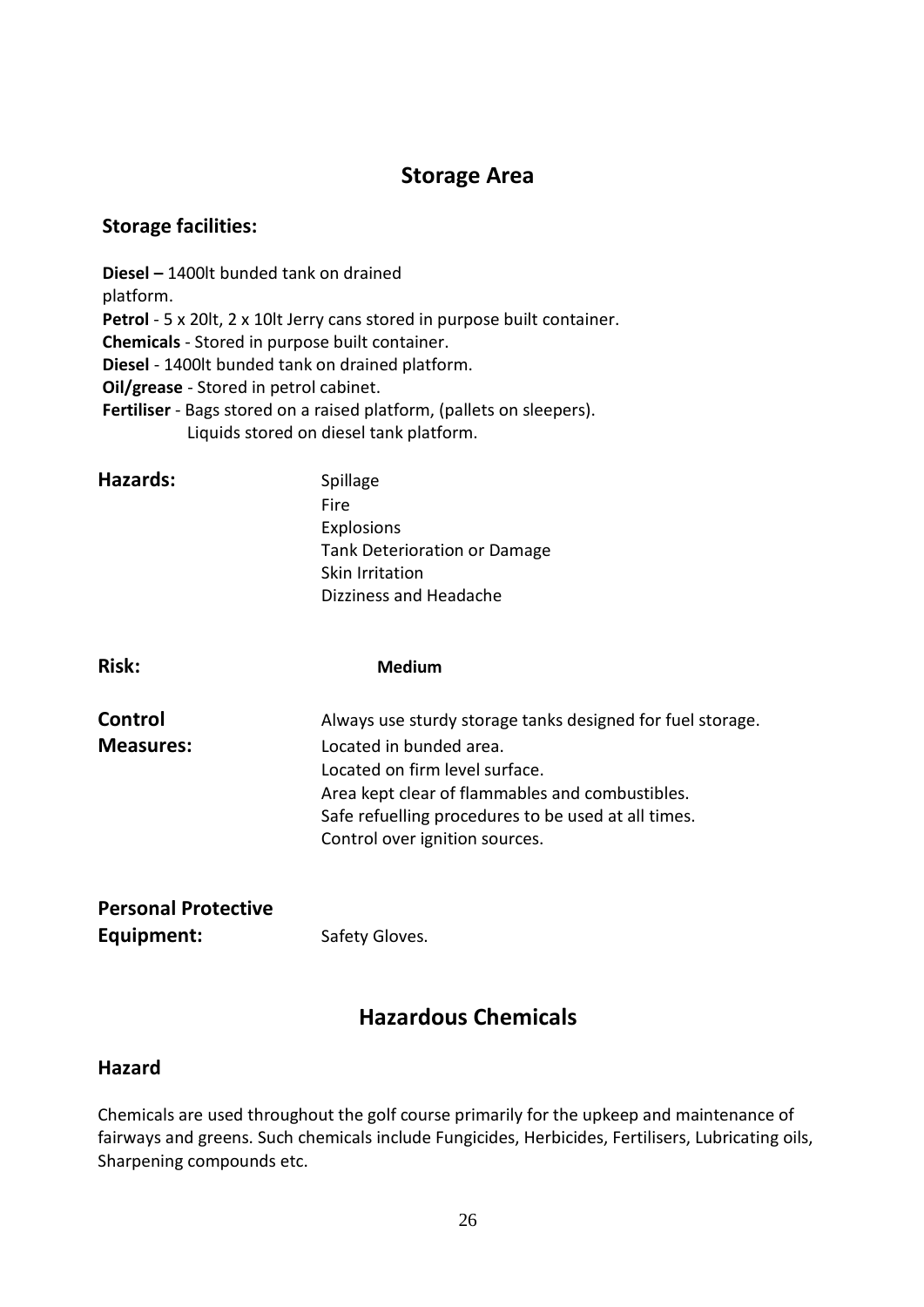## Storage Area

### Storage facilities:

**Diesel –** 1400lt bunded tank on drained platform.
**Petrol** - 5 x 20lt, 2 x 10lt Jerry cans stored in purpose built container.
**Chemicals** - Stored in purpose built container.
**Diesel** - 1400lt bunded tank on drained platform.
**Oil/grease** - Stored in petrol cabinet.
**Fertiliser** - Bags stored on a raised platform, (pallets on sleepers).
Liquids stored on diesel tank platform.

**Hazards:**

Spillage
Fire
Explosions
Tank Deterioration or Damage
Skin Irritation
Dizziness and Headache

**Risk:** **Medium**

**Control Measures:**

Always use sturdy storage tanks designed for fuel storage.
Located in bunded area.
Located on firm level surface.
Area kept clear of flammables and combustibles.
Safe refuelling procedures to be used at all times.
Control over ignition sources.

**Personal Protective Equipment:** Safety Gloves.

## Hazardous Chemicals

### Hazard

Chemicals are used throughout the golf course primarily for the upkeep and maintenance of fairways and greens. Such chemicals include Fungicides, Herbicides, Fertilisers, Lubricating oils, Sharpening compounds etc.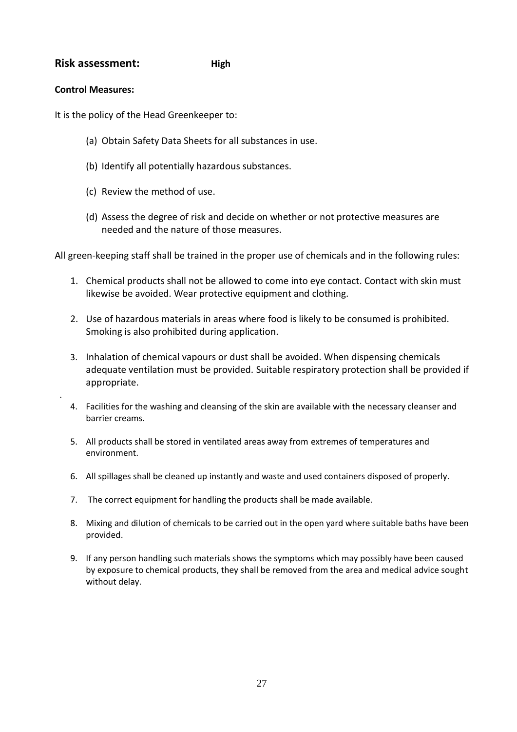## Risk assessment: **High**

**Control Measures:**

It is the policy of the Head Greenkeeper to:

(a) Obtain Safety Data Sheets for all substances in use.

(b) Identify all potentially hazardous substances.

(c) Review the method of use.

(d) Assess the degree of risk and decide on whether or not protective measures are needed and the nature of those measures.

All green-keeping staff shall be trained in the proper use of chemicals and in the following rules:

1. Chemical products shall not be allowed to come into eye contact. Contact with skin must likewise be avoided. Wear protective equipment and clothing.

2. Use of hazardous materials in areas where food is likely to be consumed is prohibited. Smoking is also prohibited during application.

3. Inhalation of chemical vapours or dust shall be avoided. When dispensing chemicals adequate ventilation must be provided. Suitable respiratory protection shall be provided if appropriate.

4. Facilities for the washing and cleansing of the skin are available with the necessary cleanser and barrier creams.

5. All products shall be stored in ventilated areas away from extremes of temperatures and environment.

6. All spillages shall be cleaned up instantly and waste and used containers disposed of properly.

7. The correct equipment for handling the products shall be made available.

8. Mixing and dilution of chemicals to be carried out in the open yard where suitable baths have been provided.

9. If any person handling such materials shows the symptoms which may possibly have been caused by exposure to chemical products, they shall be removed from the area and medical advice sought without delay.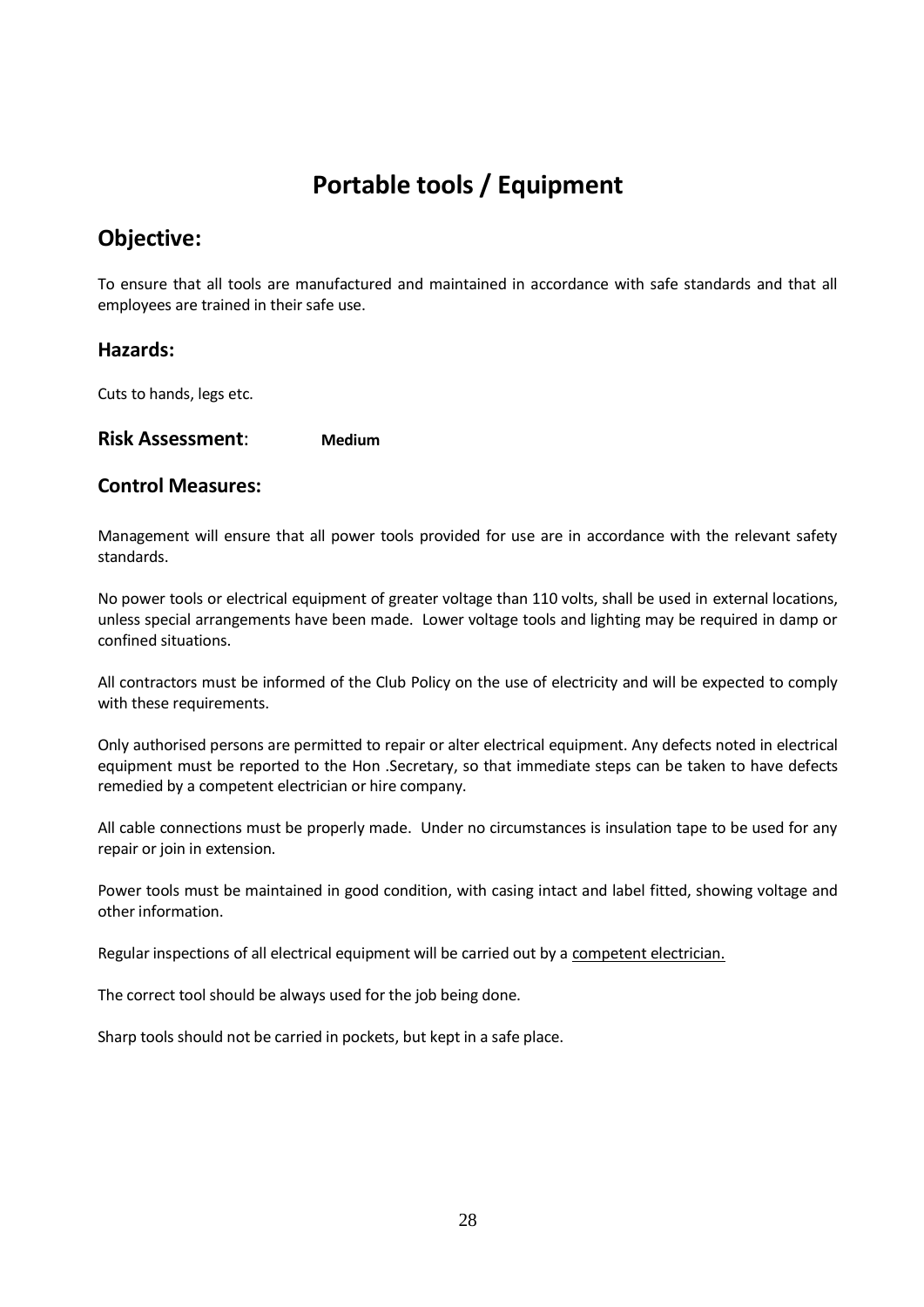# Portable tools / Equipment

## Objective:

To ensure that all tools are manufactured and maintained in accordance with safe standards and that all employees are trained in their safe use.

### Hazards:

Cuts to hands, legs etc.

### Risk Assessment: **Medium**

### Control Measures:

Management will ensure that all power tools provided for use are in accordance with the relevant safety standards.

No power tools or electrical equipment of greater voltage than 110 volts, shall be used in external locations, unless special arrangements have been made. Lower voltage tools and lighting may be required in damp or confined situations.

All contractors must be informed of the Club Policy on the use of electricity and will be expected to comply with these requirements.

Only authorised persons are permitted to repair or alter electrical equipment. Any defects noted in electrical equipment must be reported to the Hon .Secretary, so that immediate steps can be taken to have defects remedied by a competent electrician or hire company.

All cable connections must be properly made. Under no circumstances is insulation tape to be used for any repair or join in extension.

Power tools must be maintained in good condition, with casing intact and label fitted, showing voltage and other information.

Regular inspections of all electrical equipment will be carried out by a <u>competent electrician.</u>

The correct tool should be always used for the job being done.

Sharp tools should not be carried in pockets, but kept in a safe place.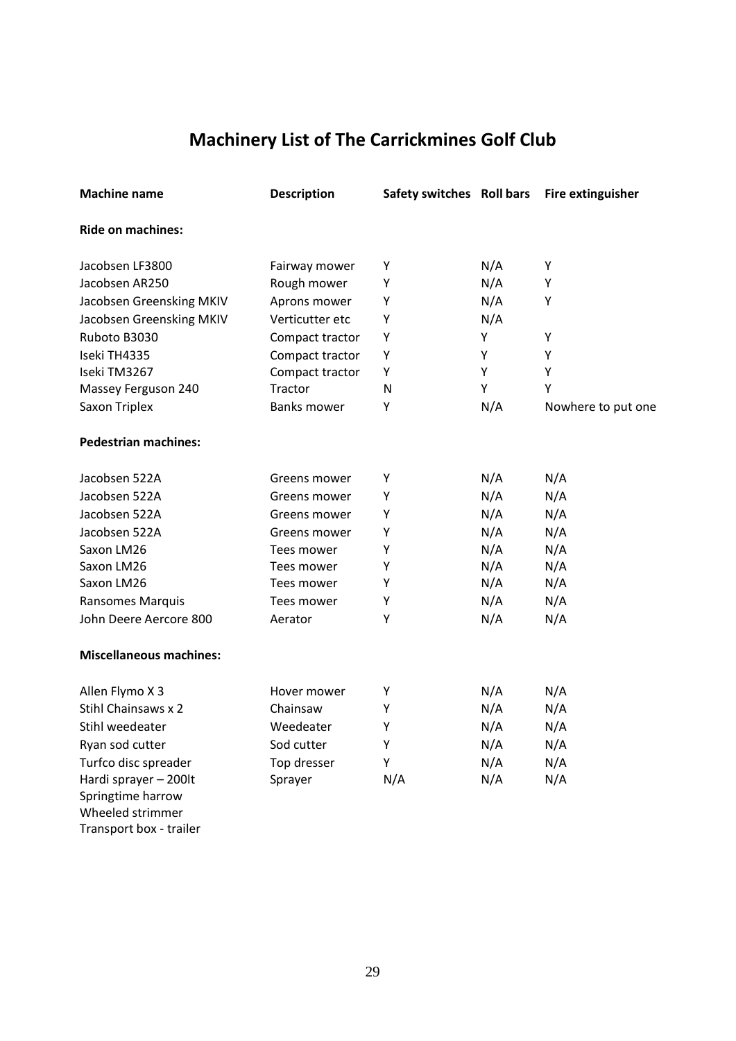# Machinery List of The Carrickmines Golf Club

| Machine name | Description | Safety switches | Roll bars | Fire extinguisher |
|---|---|---|---|---|
| **Ride on machines:** | | | | |
| Jacobsen LF3800 | Fairway mower | Y | N/A | Y |
| Jacobsen AR250 | Rough mower | Y | N/A | Y |
| Jacobsen Greensking MKIV | Aprons mower | Y | N/A | Y |
| Jacobsen Greensking MKIV | Verticutter etc | Y | N/A | |
| Ruboto B3030 | Compact tractor | Y | Y | Y |
| Iseki TH4335 | Compact tractor | Y | Y | Y |
| Iseki TM3267 | Compact tractor | Y | Y | Y |
| Massey Ferguson 240 | Tractor | N | Y | Y |
| Saxon Triplex | Banks mower | Y | N/A | Nowhere to put one |
| **Pedestrian machines:** | | | | |
| Jacobsen 522A | Greens mower | Y | N/A | N/A |
| Jacobsen 522A | Greens mower | Y | N/A | N/A |
| Jacobsen 522A | Greens mower | Y | N/A | N/A |
| Jacobsen 522A | Greens mower | Y | N/A | N/A |
| Saxon LM26 | Tees mower | Y | N/A | N/A |
| Saxon LM26 | Tees mower | Y | N/A | N/A |
| Saxon LM26 | Tees mower | Y | N/A | N/A |
| Ransomes Marquis | Tees mower | Y | N/A | N/A |
| John Deere Aercore 800 | Aerator | Y | N/A | N/A |
| **Miscellaneous machines:** | | | | |
| Allen Flymo X 3 | Hover mower | Y | N/A | N/A |
| Stihl Chainsaws x 2 | Chainsaw | Y | N/A | N/A |
| Stihl weedeater | Weedeater | Y | N/A | N/A |
| Ryan sod cutter | Sod cutter | Y | N/A | N/A |
| Turfco disc spreader | Top dresser | Y | N/A | N/A |
| Hardi sprayer – 200lt | Sprayer | N/A | N/A | N/A |
| Springtime harrow | | | | |
| Wheeled strimmer | | | | |
| Transport box - trailer | | | | |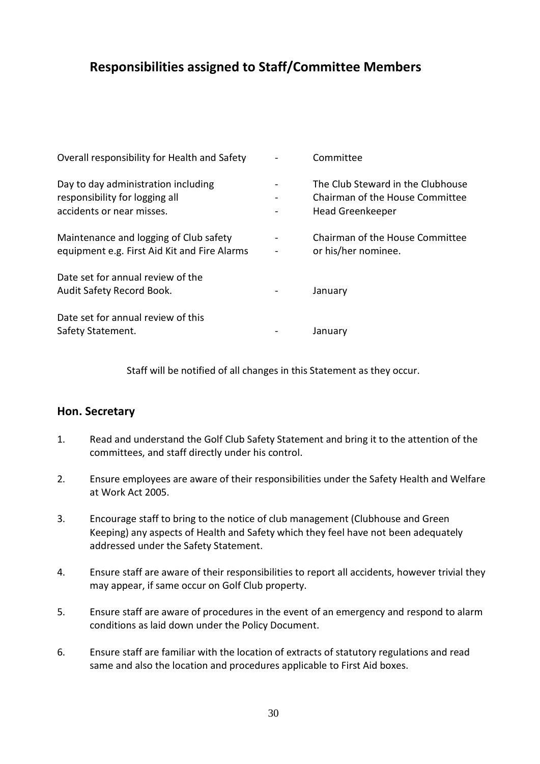# Responsibilities assigned to Staff/Committee Members

| | | |
|---|---|---|
| Overall responsibility for Health and Safety | - | Committee |
| Day to day administration including responsibility for logging all accidents or near misses. | - | The Club Steward in the Clubhouse |
| | - | Chairman of the House Committee |
| | - | Head Greenkeeper |
| Maintenance and logging of Club safety equipment e.g. First Aid Kit and Fire Alarms | - | Chairman of the House Committee |
| | - | or his/her nominee. |
| Date set for annual review of the Audit Safety Record Book. | - | January |
| Date set for annual review of this Safety Statement. | - | January |

Staff will be notified of all changes in this Statement as they occur.

## Hon. Secretary

1. Read and understand the Golf Club Safety Statement and bring it to the attention of the committees, and staff directly under his control.

2. Ensure employees are aware of their responsibilities under the Safety Health and Welfare at Work Act 2005.

3. Encourage staff to bring to the notice of club management (Clubhouse and Green Keeping) any aspects of Health and Safety which they feel have not been adequately addressed under the Safety Statement.

4. Ensure staff are aware of their responsibilities to report all accidents, however trivial they may appear, if same occur on Golf Club property.

5. Ensure staff are aware of procedures in the event of an emergency and respond to alarm conditions as laid down under the Policy Document.

6. Ensure staff are familiar with the location of extracts of statutory regulations and read same and also the location and procedures applicable to First Aid boxes.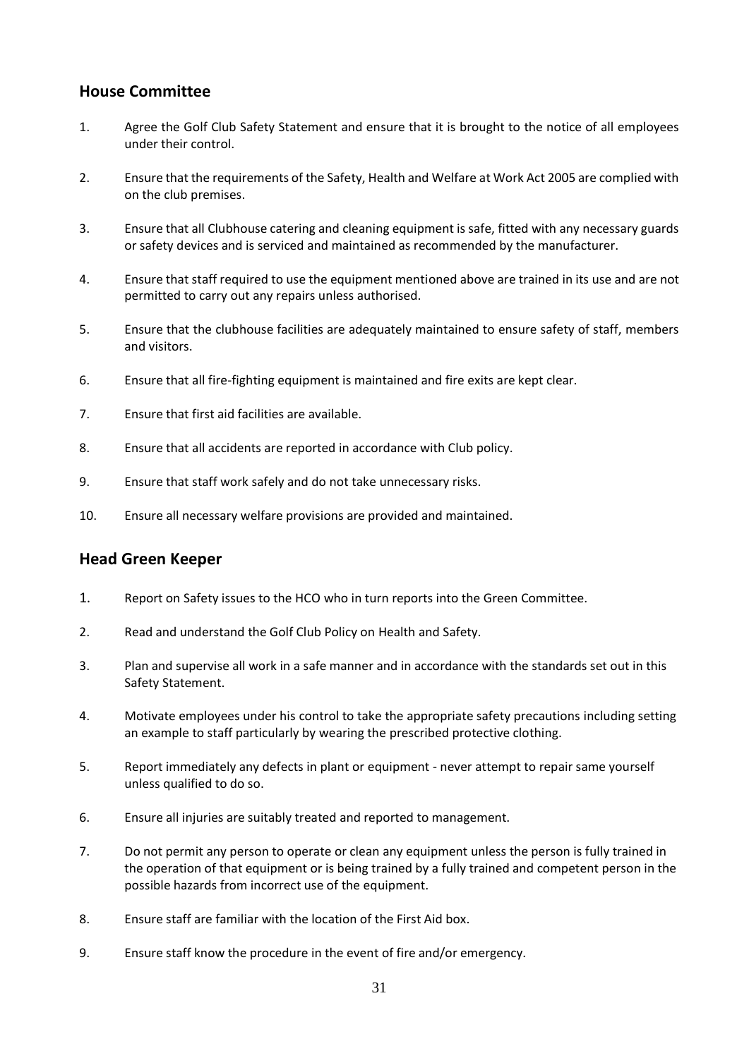## House Committee

1. Agree the Golf Club Safety Statement and ensure that it is brought to the notice of all employees under their control.
2. Ensure that the requirements of the Safety, Health and Welfare at Work Act 2005 are complied with on the club premises.
3. Ensure that all Clubhouse catering and cleaning equipment is safe, fitted with any necessary guards or safety devices and is serviced and maintained as recommended by the manufacturer.
4. Ensure that staff required to use the equipment mentioned above are trained in its use and are not permitted to carry out any repairs unless authorised.
5. Ensure that the clubhouse facilities are adequately maintained to ensure safety of staff, members and visitors.
6. Ensure that all fire-fighting equipment is maintained and fire exits are kept clear.
7. Ensure that first aid facilities are available.
8. Ensure that all accidents are reported in accordance with Club policy.
9. Ensure that staff work safely and do not take unnecessary risks.
10. Ensure all necessary welfare provisions are provided and maintained.

## Head Green Keeper

1. Report on Safety issues to the HCO who in turn reports into the Green Committee.
2. Read and understand the Golf Club Policy on Health and Safety.
3. Plan and supervise all work in a safe manner and in accordance with the standards set out in this Safety Statement.
4. Motivate employees under his control to take the appropriate safety precautions including setting an example to staff particularly by wearing the prescribed protective clothing.
5. Report immediately any defects in plant or equipment - never attempt to repair same yourself unless qualified to do so.
6. Ensure all injuries are suitably treated and reported to management.
7. Do not permit any person to operate or clean any equipment unless the person is fully trained in the operation of that equipment or is being trained by a fully trained and competent person in the possible hazards from incorrect use of the equipment.
8. Ensure staff are familiar with the location of the First Aid box.
9. Ensure staff know the procedure in the event of fire and/or emergency.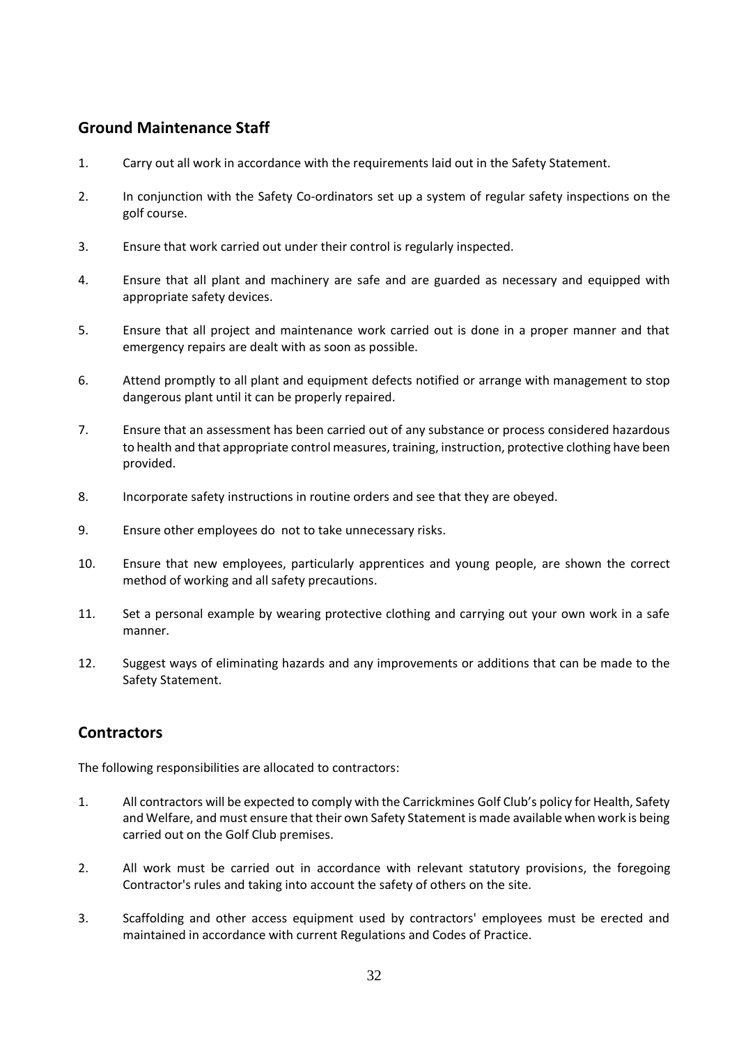## Ground Maintenance Staff

1. Carry out all work in accordance with the requirements laid out in the Safety Statement.
2. In conjunction with the Safety Co-ordinators set up a system of regular safety inspections on the golf course.
3. Ensure that work carried out under their control is regularly inspected.
4. Ensure that all plant and machinery are safe and are guarded as necessary and equipped with appropriate safety devices.
5. Ensure that all project and maintenance work carried out is done in a proper manner and that emergency repairs are dealt with as soon as possible.
6. Attend promptly to all plant and equipment defects notified or arrange with management to stop dangerous plant until it can be properly repaired.
7. Ensure that an assessment has been carried out of any substance or process considered hazardous to health and that appropriate control measures, training, instruction, protective clothing have been provided.
8. Incorporate safety instructions in routine orders and see that they are obeyed.
9. Ensure other employees do not to take unnecessary risks.
10. Ensure that new employees, particularly apprentices and young people, are shown the correct method of working and all safety precautions.
11. Set a personal example by wearing protective clothing and carrying out your own work in a safe manner.
12. Suggest ways of eliminating hazards and any improvements or additions that can be made to the Safety Statement.

## Contractors

The following responsibilities are allocated to contractors:

1. All contractors will be expected to comply with the Carrickmines Golf Club's policy for Health, Safety and Welfare, and must ensure that their own Safety Statement is made available when work is being carried out on the Golf Club premises.
2. All work must be carried out in accordance with relevant statutory provisions, the foregoing Contractor's rules and taking into account the safety of others on the site.
3. Scaffolding and other access equipment used by contractors' employees must be erected and maintained in accordance with current Regulations and Codes of Practice.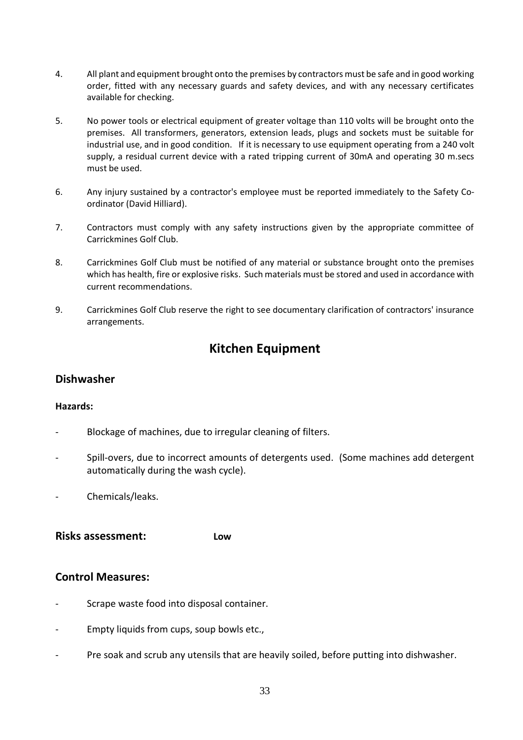4. All plant and equipment brought onto the premises by contractors must be safe and in good working order, fitted with any necessary guards and safety devices, and with any necessary certificates available for checking.

5. No power tools or electrical equipment of greater voltage than 110 volts will be brought onto the premises. All transformers, generators, extension leads, plugs and sockets must be suitable for industrial use, and in good condition. If it is necessary to use equipment operating from a 240 volt supply, a residual current device with a rated tripping current of 30mA and operating 30 m.secs must be used.

6. Any injury sustained by a contractor's employee must be reported immediately to the Safety Co-ordinator (David Hilliard).

7. Contractors must comply with any safety instructions given by the appropriate committee of Carrickmines Golf Club.

8. Carrickmines Golf Club must be notified of any material or substance brought onto the premises which has health, fire or explosive risks. Such materials must be stored and used in accordance with current recommendations.

9. Carrickmines Golf Club reserve the right to see documentary clarification of contractors' insurance arrangements.

# Kitchen Equipment

## Dishwasher

**Hazards:**

- Blockage of machines, due to irregular cleaning of filters.
- Spill-overs, due to incorrect amounts of detergents used. (Some machines add detergent automatically during the wash cycle).
- Chemicals/leaks.

## Risks assessment: **Low**

## Control Measures:

- Scrape waste food into disposal container.
- Empty liquids from cups, soup bowls etc.,
- Pre soak and scrub any utensils that are heavily soiled, before putting into dishwasher.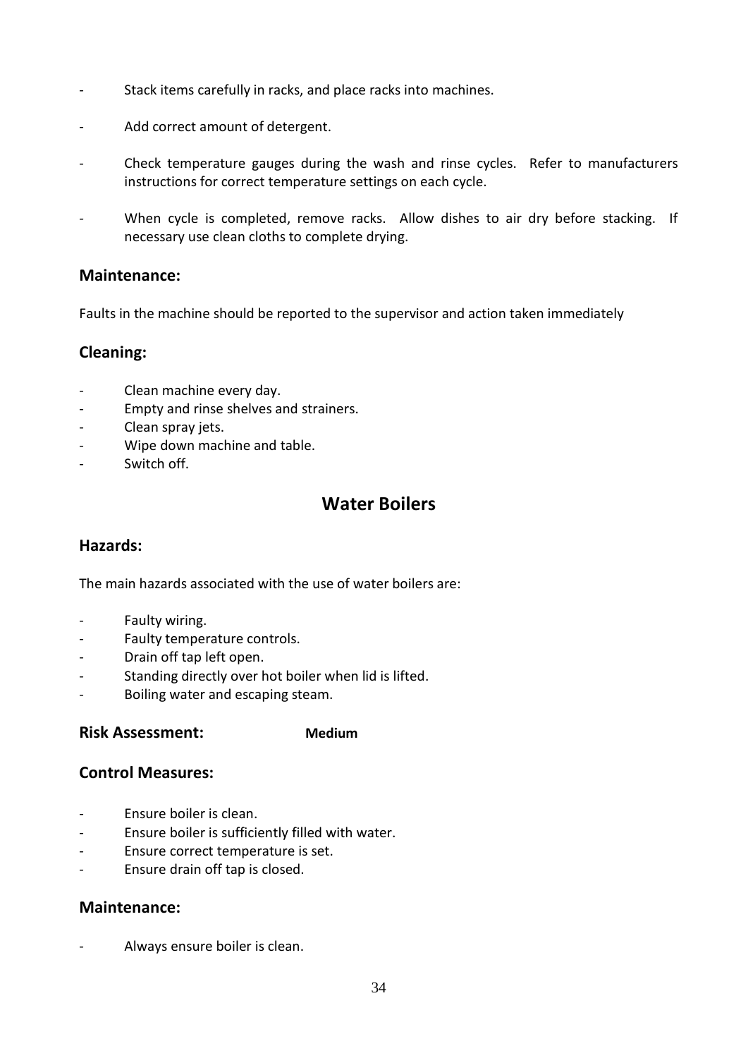- Stack items carefully in racks, and place racks into machines.

- Add correct amount of detergent.

- Check temperature gauges during the wash and rinse cycles. Refer to manufacturers instructions for correct temperature settings on each cycle.

- When cycle is completed, remove racks. Allow dishes to air dry before stacking. If necessary use clean cloths to complete drying.

### Maintenance:

Faults in the machine should be reported to the supervisor and action taken immediately

### Cleaning:

- Clean machine every day.
- Empty and rinse shelves and strainers.
- Clean spray jets.
- Wipe down machine and table.
- Switch off.

## Water Boilers

### Hazards:

The main hazards associated with the use of water boilers are:

- Faulty wiring.
- Faulty temperature controls.
- Drain off tap left open.
- Standing directly over hot boiler when lid is lifted.
- Boiling water and escaping steam.

### Risk Assessment: **Medium**

### Control Measures:

- Ensure boiler is clean.
- Ensure boiler is sufficiently filled with water.
- Ensure correct temperature is set.
- Ensure drain off tap is closed.

### Maintenance:

- Always ensure boiler is clean.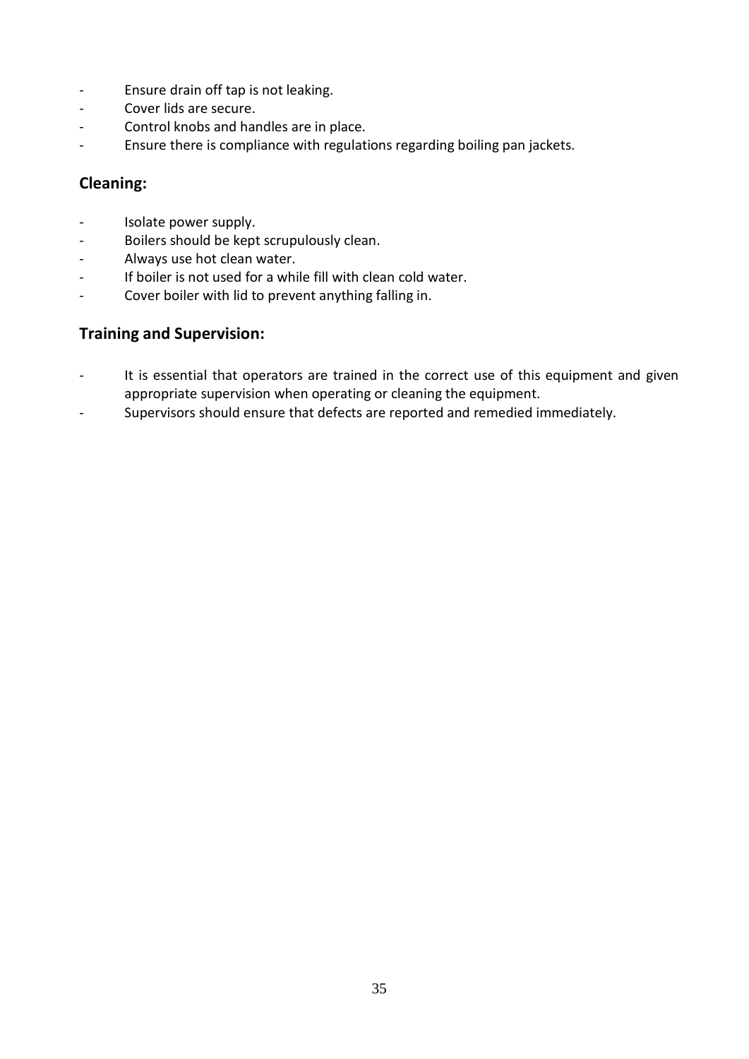- Ensure drain off tap is not leaking.
- Cover lids are secure.
- Control knobs and handles are in place.
- Ensure there is compliance with regulations regarding boiling pan jackets.

## Cleaning:

- Isolate power supply.
- Boilers should be kept scrupulously clean.
- Always use hot clean water.
- If boiler is not used for a while fill with clean cold water.
- Cover boiler with lid to prevent anything falling in.

## Training and Supervision:

- It is essential that operators are trained in the correct use of this equipment and given appropriate supervision when operating or cleaning the equipment.
- Supervisors should ensure that defects are reported and remedied immediately.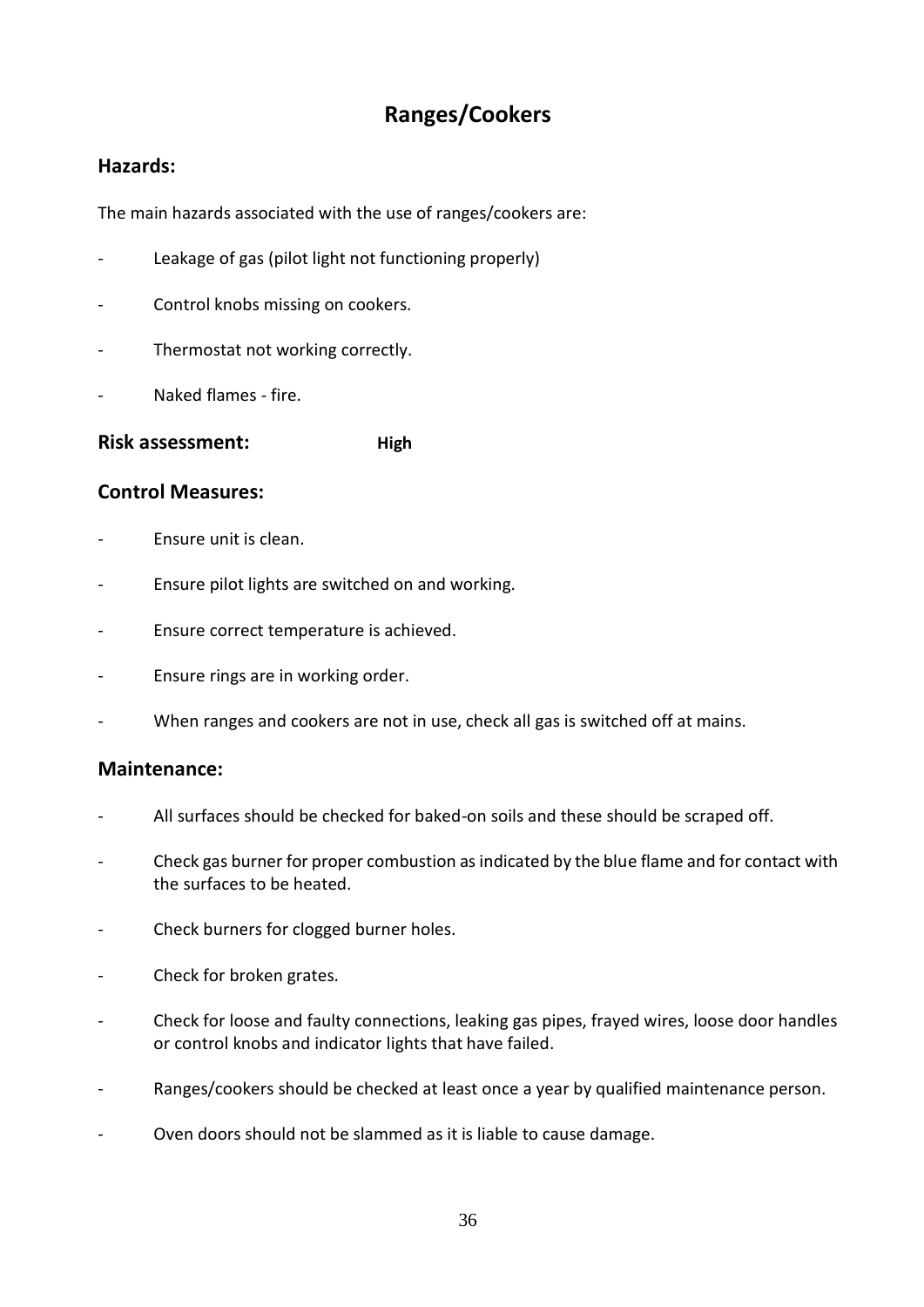# Ranges/Cookers

## Hazards:

The main hazards associated with the use of ranges/cookers are:

- Leakage of gas (pilot light not functioning properly)
- Control knobs missing on cookers.
- Thermostat not working correctly.
- Naked flames - fire.

## Risk assessment: **High**

## Control Measures:

- Ensure unit is clean.
- Ensure pilot lights are switched on and working.
- Ensure correct temperature is achieved.
- Ensure rings are in working order.
- When ranges and cookers are not in use, check all gas is switched off at mains.

## Maintenance:

- All surfaces should be checked for baked-on soils and these should be scraped off.
- Check gas burner for proper combustion as indicated by the blue flame and for contact with the surfaces to be heated.
- Check burners for clogged burner holes.
- Check for broken grates.
- Check for loose and faulty connections, leaking gas pipes, frayed wires, loose door handles or control knobs and indicator lights that have failed.
- Ranges/cookers should be checked at least once a year by qualified maintenance person.
- Oven doors should not be slammed as it is liable to cause damage.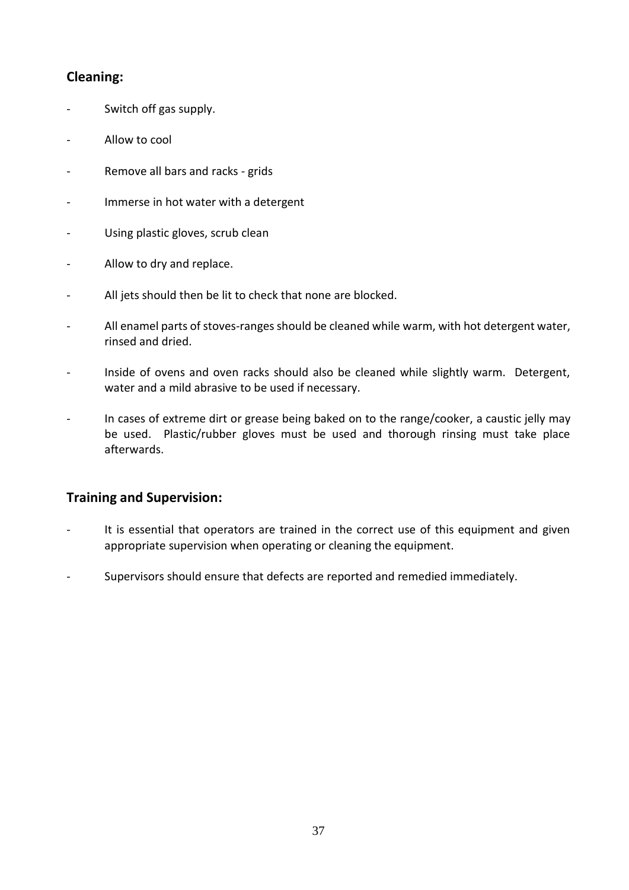## Cleaning:

- Switch off gas supply.
- Allow to cool
- Remove all bars and racks - grids
- Immerse in hot water with a detergent
- Using plastic gloves, scrub clean
- Allow to dry and replace.
- All jets should then be lit to check that none are blocked.
- All enamel parts of stoves-ranges should be cleaned while warm, with hot detergent water, rinsed and dried.
- Inside of ovens and oven racks should also be cleaned while slightly warm. Detergent, water and a mild abrasive to be used if necessary.
- In cases of extreme dirt or grease being baked on to the range/cooker, a caustic jelly may be used. Plastic/rubber gloves must be used and thorough rinsing must take place afterwards.

## Training and Supervision:

- It is essential that operators are trained in the correct use of this equipment and given appropriate supervision when operating or cleaning the equipment.
- Supervisors should ensure that defects are reported and remedied immediately.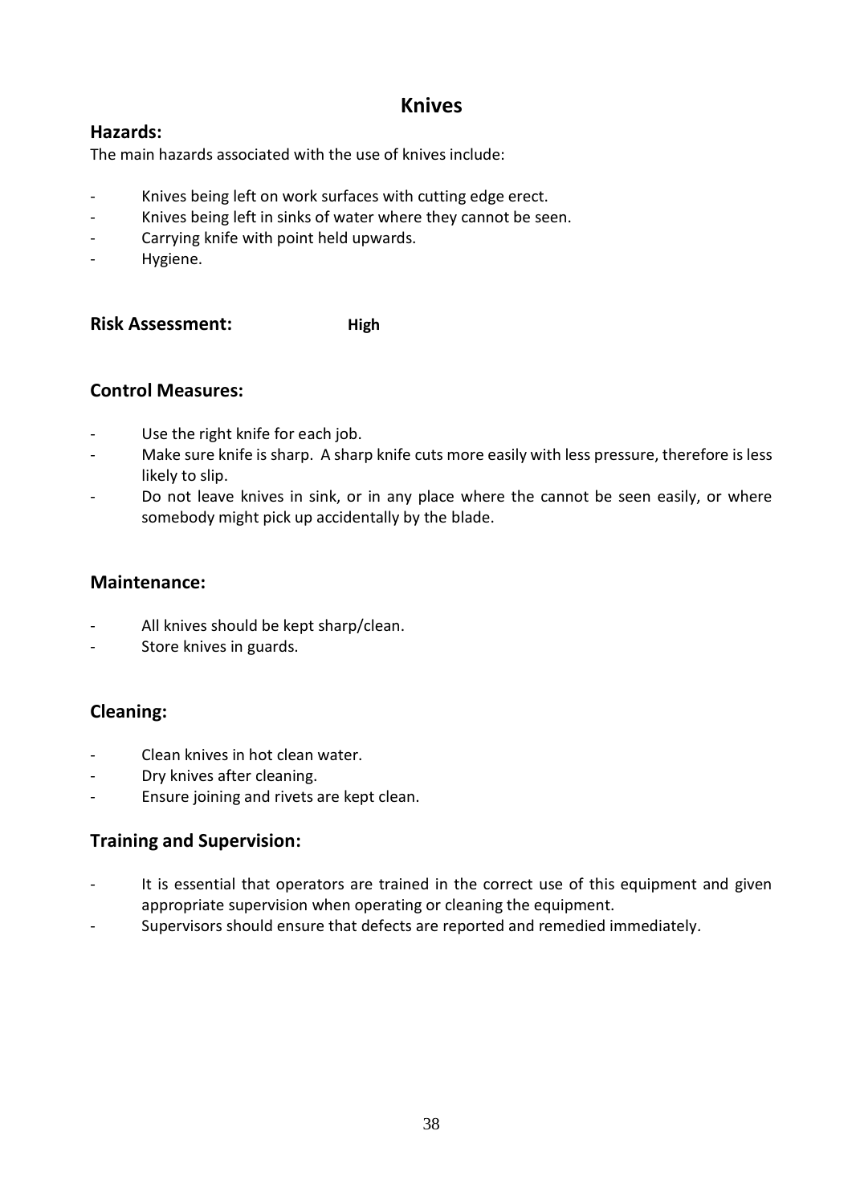# Knives

## Hazards:

The main hazards associated with the use of knives include:

- Knives being left on work surfaces with cutting edge erect.
- Knives being left in sinks of water where they cannot be seen.
- Carrying knife with point held upwards.
- Hygiene.

## Risk Assessment: **High**

## Control Measures:

- Use the right knife for each job.
- Make sure knife is sharp. A sharp knife cuts more easily with less pressure, therefore is less likely to slip.
- Do not leave knives in sink, or in any place where the cannot be seen easily, or where somebody might pick up accidentally by the blade.

## Maintenance:

- All knives should be kept sharp/clean.
- Store knives in guards.

## Cleaning:

- Clean knives in hot clean water.
- Dry knives after cleaning.
- Ensure joining and rivets are kept clean.

## Training and Supervision:

- It is essential that operators are trained in the correct use of this equipment and given appropriate supervision when operating or cleaning the equipment.
- Supervisors should ensure that defects are reported and remedied immediately.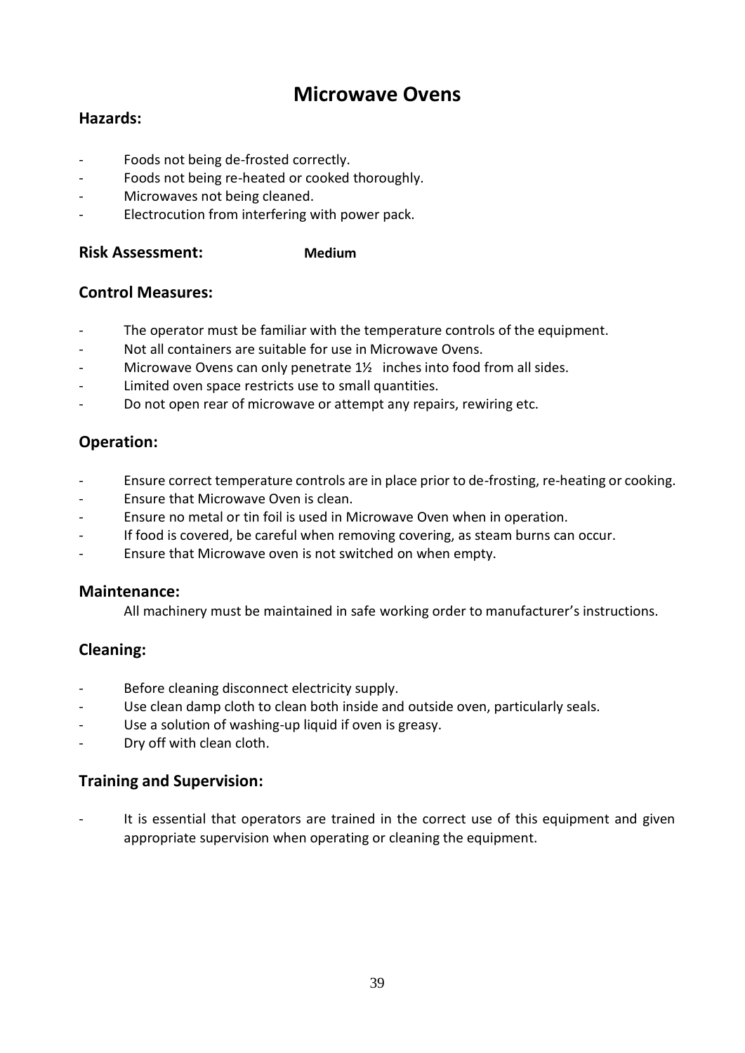# Microwave Ovens

## Hazards:

- Foods not being de-frosted correctly.
- Foods not being re-heated or cooked thoroughly.
- Microwaves not being cleaned.
- Electrocution from interfering with power pack.

## Risk Assessment: **Medium**

## Control Measures:

- The operator must be familiar with the temperature controls of the equipment.
- Not all containers are suitable for use in Microwave Ovens.
- Microwave Ovens can only penetrate 1½ inches into food from all sides.
- Limited oven space restricts use to small quantities.
- Do not open rear of microwave or attempt any repairs, rewiring etc.

## Operation:

- Ensure correct temperature controls are in place prior to de-frosting, re-heating or cooking.
- Ensure that Microwave Oven is clean.
- Ensure no metal or tin foil is used in Microwave Oven when in operation.
- If food is covered, be careful when removing covering, as steam burns can occur.
- Ensure that Microwave oven is not switched on when empty.

## Maintenance:

All machinery must be maintained in safe working order to manufacturer's instructions.

## Cleaning:

- Before cleaning disconnect electricity supply.
- Use clean damp cloth to clean both inside and outside oven, particularly seals.
- Use a solution of washing-up liquid if oven is greasy.
- Dry off with clean cloth.

## Training and Supervision:

- It is essential that operators are trained in the correct use of this equipment and given appropriate supervision when operating or cleaning the equipment.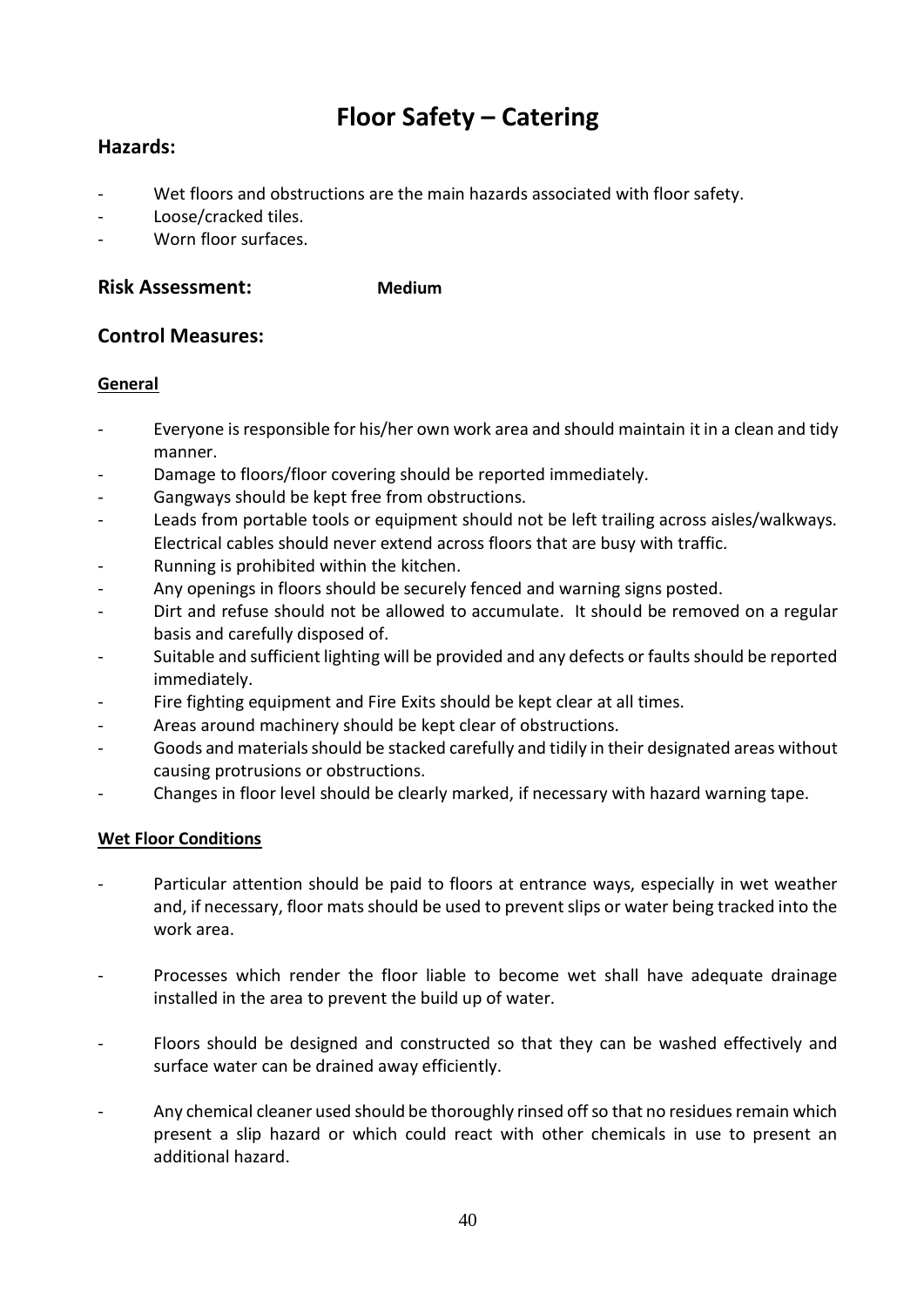# Floor Safety – Catering

## Hazards:

- Wet floors and obstructions are the main hazards associated with floor safety.
- Loose/cracked tiles.
- Worn floor surfaces.

## Risk Assessment: **Medium**

## Control Measures:

**General**

- Everyone is responsible for his/her own work area and should maintain it in a clean and tidy manner.
- Damage to floors/floor covering should be reported immediately.
- Gangways should be kept free from obstructions.
- Leads from portable tools or equipment should not be left trailing across aisles/walkways. Electrical cables should never extend across floors that are busy with traffic.
- Running is prohibited within the kitchen.
- Any openings in floors should be securely fenced and warning signs posted.
- Dirt and refuse should not be allowed to accumulate. It should be removed on a regular basis and carefully disposed of.
- Suitable and sufficient lighting will be provided and any defects or faults should be reported immediately.
- Fire fighting equipment and Fire Exits should be kept clear at all times.
- Areas around machinery should be kept clear of obstructions.
- Goods and materials should be stacked carefully and tidily in their designated areas without causing protrusions or obstructions.
- Changes in floor level should be clearly marked, if necessary with hazard warning tape.

**Wet Floor Conditions**

- Particular attention should be paid to floors at entrance ways, especially in wet weather and, if necessary, floor mats should be used to prevent slips or water being tracked into the work area.

- Processes which render the floor liable to become wet shall have adequate drainage installed in the area to prevent the build up of water.

- Floors should be designed and constructed so that they can be washed effectively and surface water can be drained away efficiently.

- Any chemical cleaner used should be thoroughly rinsed off so that no residues remain which present a slip hazard or which could react with other chemicals in use to present an additional hazard.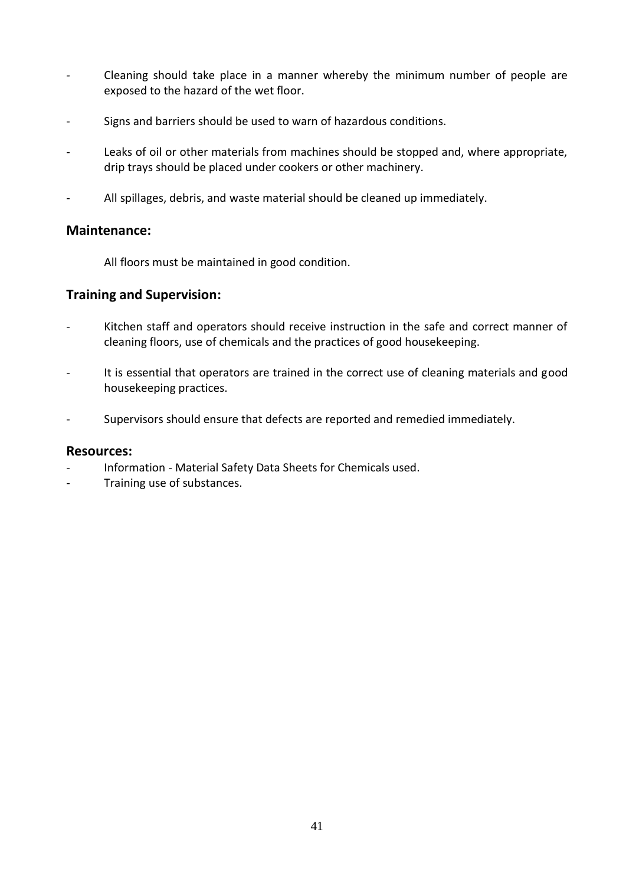- Cleaning should take place in a manner whereby the minimum number of people are exposed to the hazard of the wet floor.
- Signs and barriers should be used to warn of hazardous conditions.
- Leaks of oil or other materials from machines should be stopped and, where appropriate, drip trays should be placed under cookers or other machinery.
- All spillages, debris, and waste material should be cleaned up immediately.

## Maintenance:

All floors must be maintained in good condition.

## Training and Supervision:

- Kitchen staff and operators should receive instruction in the safe and correct manner of cleaning floors, use of chemicals and the practices of good housekeeping.
- It is essential that operators are trained in the correct use of cleaning materials and good housekeeping practices.
- Supervisors should ensure that defects are reported and remedied immediately.

## Resources:

- Information - Material Safety Data Sheets for Chemicals used.
- Training use of substances.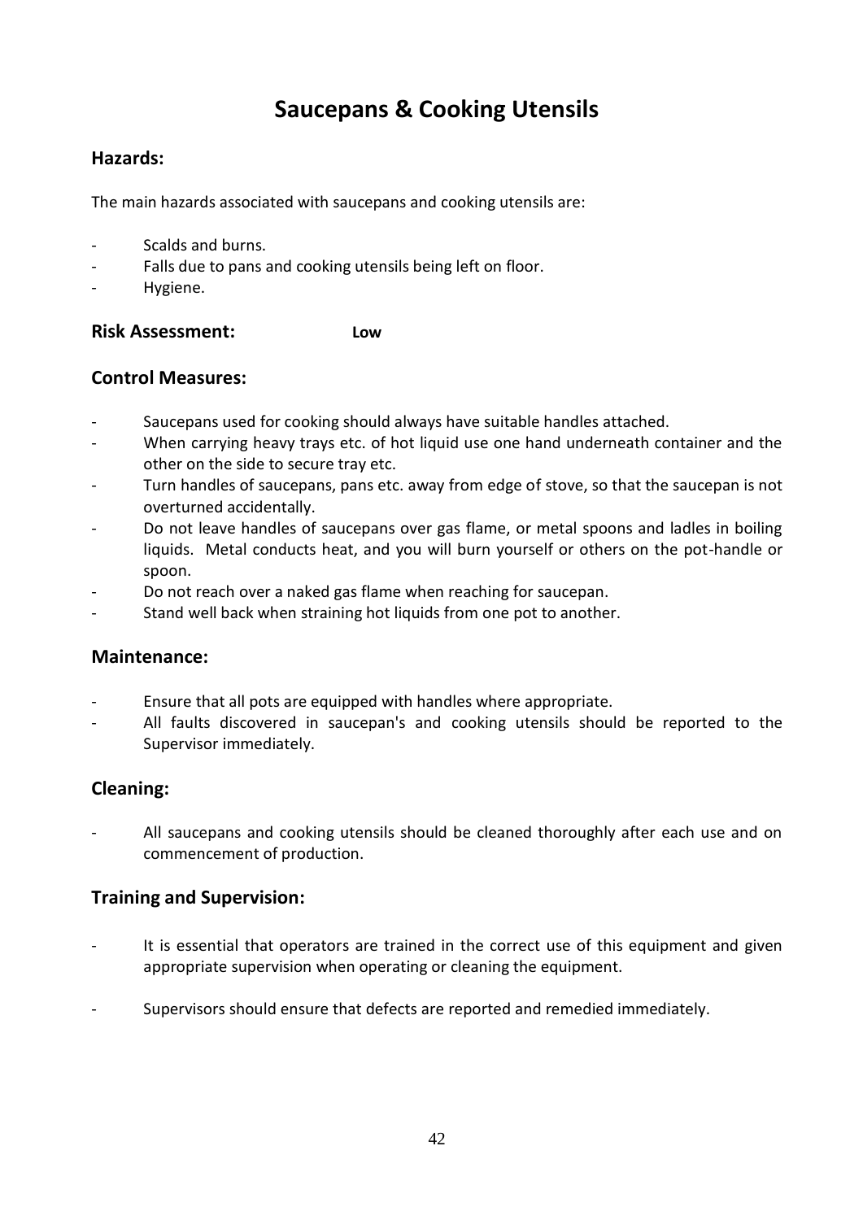# Saucepans & Cooking Utensils

## Hazards:

The main hazards associated with saucepans and cooking utensils are:

- Scalds and burns.
- Falls due to pans and cooking utensils being left on floor.
- Hygiene.

## Risk Assessment: **Low**

## Control Measures:

- Saucepans used for cooking should always have suitable handles attached.
- When carrying heavy trays etc. of hot liquid use one hand underneath container and the other on the side to secure tray etc.
- Turn handles of saucepans, pans etc. away from edge of stove, so that the saucepan is not overturned accidentally.
- Do not leave handles of saucepans over gas flame, or metal spoons and ladles in boiling liquids. Metal conducts heat, and you will burn yourself or others on the pot-handle or spoon.
- Do not reach over a naked gas flame when reaching for saucepan.
- Stand well back when straining hot liquids from one pot to another.

## Maintenance:

- Ensure that all pots are equipped with handles where appropriate.
- All faults discovered in saucepan's and cooking utensils should be reported to the Supervisor immediately.

## Cleaning:

- All saucepans and cooking utensils should be cleaned thoroughly after each use and on commencement of production.

## Training and Supervision:

- It is essential that operators are trained in the correct use of this equipment and given appropriate supervision when operating or cleaning the equipment.

- Supervisors should ensure that defects are reported and remedied immediately.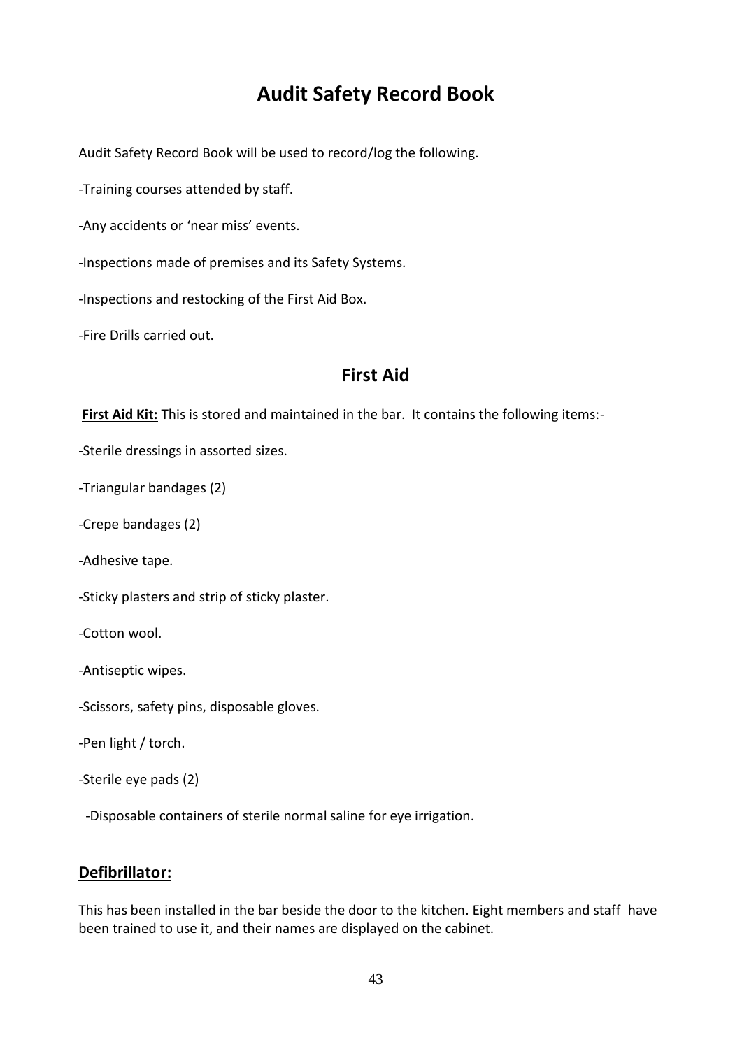# Audit Safety Record Book

Audit Safety Record Book will be used to record/log the following.

-Training courses attended by staff.

-Any accidents or 'near miss' events.

-Inspections made of premises and its Safety Systems.

-Inspections and restocking of the First Aid Box.

-Fire Drills carried out.

## First Aid

**First Aid Kit:** This is stored and maintained in the bar. It contains the following items:-

-Sterile dressings in assorted sizes.

-Triangular bandages (2)

-Crepe bandages (2)

-Adhesive tape.

-Sticky plasters and strip of sticky plaster.

-Cotton wool.

-Antiseptic wipes.

-Scissors, safety pins, disposable gloves.

-Pen light / torch.

-Sterile eye pads (2)

-Disposable containers of sterile normal saline for eye irrigation.

### Defibrillator:

This has been installed in the bar beside the door to the kitchen. Eight members and staff have been trained to use it, and their names are displayed on the cabinet.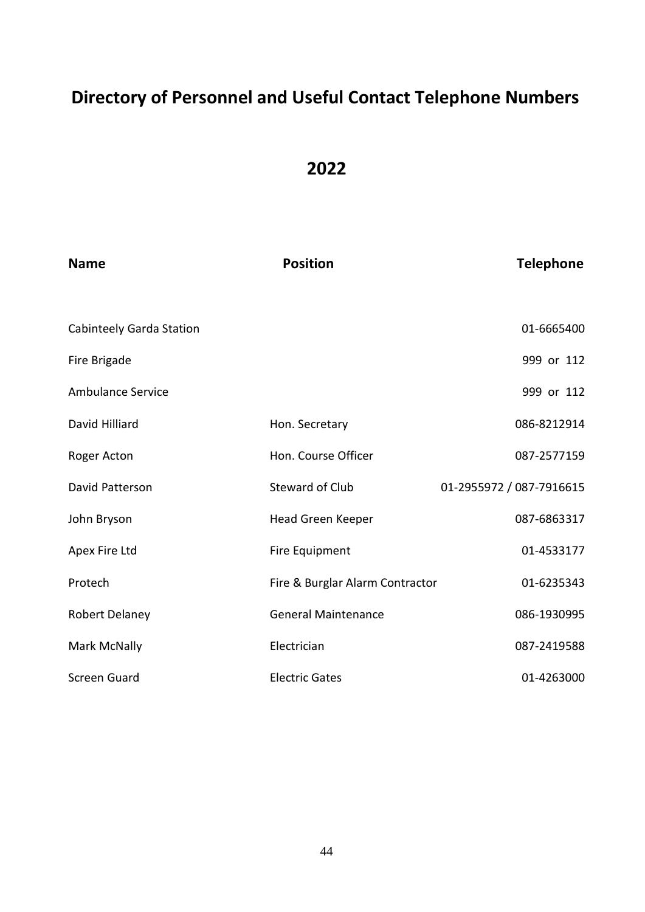# Directory of Personnel and Useful Contact Telephone Numbers

# 2022

| Name | Position | Telephone |
|---|---|---|
| Cabinteely Garda Station | | 01-6665400 |
| Fire Brigade | | 999 or 112 |
| Ambulance Service | | 999 or 112 |
| David Hilliard | Hon. Secretary | 086-8212914 |
| Roger Acton | Hon. Course Officer | 087-2577159 |
| David Patterson | Steward of Club | 01-2955972 / 087-7916615 |
| John Bryson | Head Green Keeper | 087-6863317 |
| Apex Fire Ltd | Fire Equipment | 01-4533177 |
| Protech | Fire & Burglar Alarm Contractor | 01-6235343 |
| Robert Delaney | General Maintenance | 086-1930995 |
| Mark McNally | Electrician | 087-2419588 |
| Screen Guard | Electric Gates | 01-4263000 |